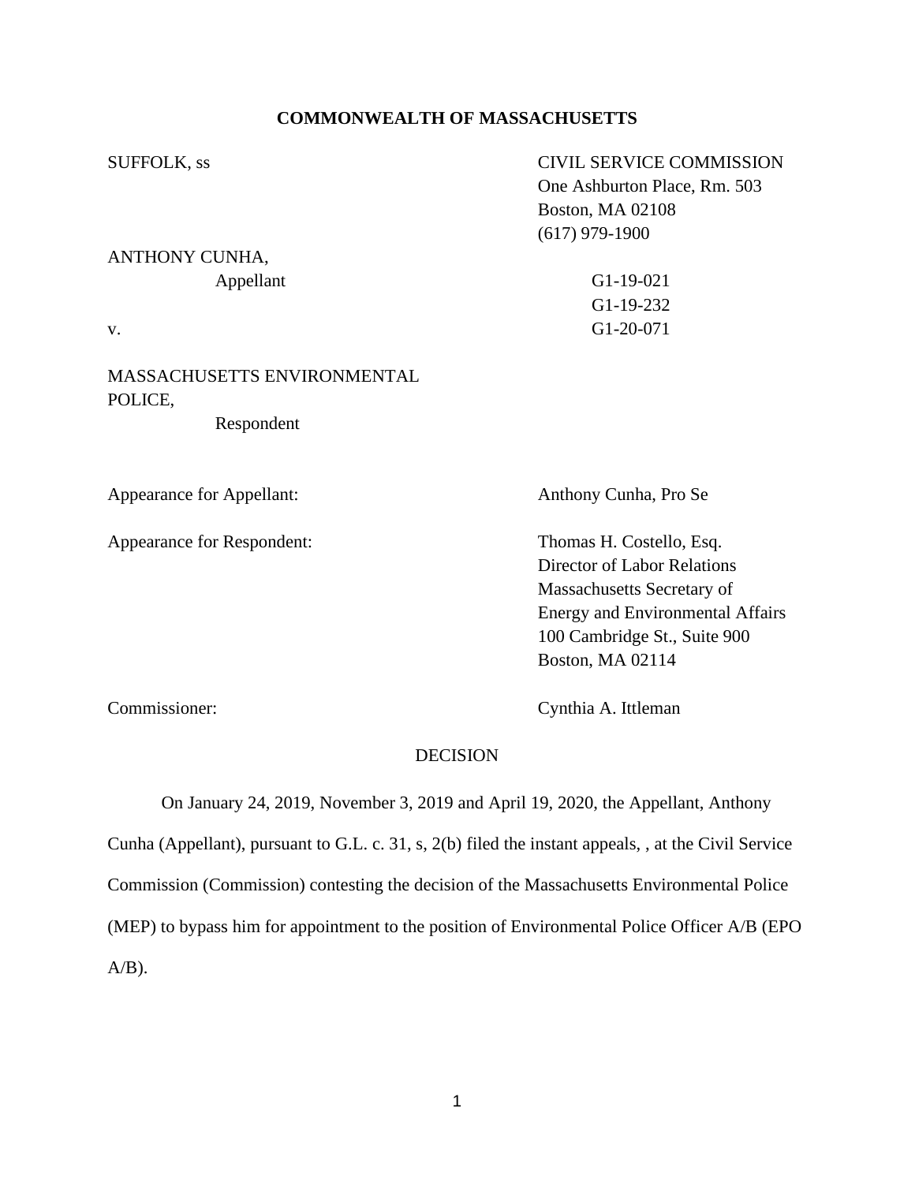**COMMONWEALTH OF MASSACHUSETTS**

SUFFOLK, ss

CIVIL SERVICE COMMISSION
One Ashburton Place, Rm. 503
Boston, MA 02108
(617) 979-1900

ANTHONY CUNHA,
Appellant

G1-19-021
G1-19-232
G1-20-071

v.

MASSACHUSETTS ENVIRONMENTAL POLICE,
Respondent

Appearance for Appellant: Anthony Cunha, Pro Se

Appearance for Respondent: Thomas H. Costello, Esq.
Director of Labor Relations
Massachusetts Secretary of
Energy and Environmental Affairs
100 Cambridge St., Suite 900
Boston, MA 02114

Commissioner: Cynthia A. Ittleman

DECISION

On January 24, 2019, November 3, 2019 and April 19, 2020, the Appellant, Anthony Cunha (Appellant), pursuant to G.L. c. 31, s, 2(b) filed the instant appeals, , at the Civil Service Commission (Commission) contesting the decision of the Massachusetts Environmental Police (MEP) to bypass him for appointment to the position of Environmental Police Officer A/B (EPO A/B).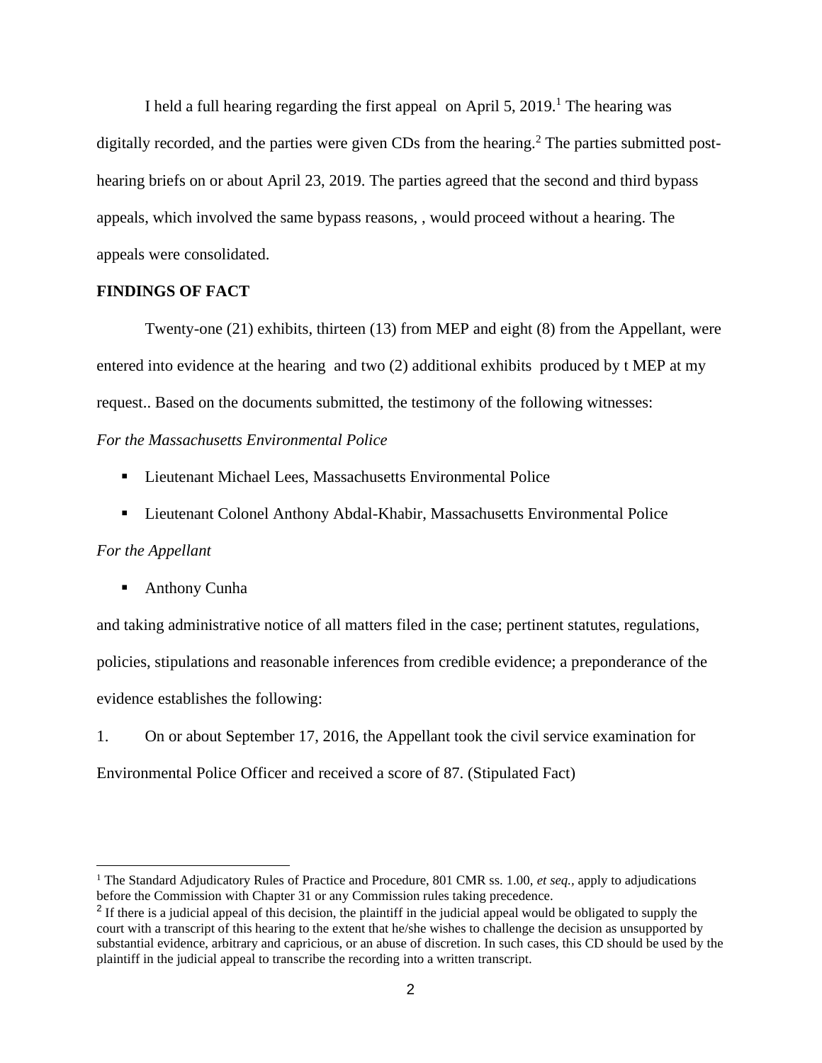I held a full hearing regarding the first appeal on April 5, 2019.[1] The hearing was digitally recorded, and the parties were given CDs from the hearing.[2] The parties submitted post-hearing briefs on or about April 23, 2019. The parties agreed that the second and third bypass appeals, which involved the same bypass reasons, , would proceed without a hearing. The appeals were consolidated.

**FINDINGS OF FACT**

Twenty-one (21) exhibits, thirteen (13) from MEP and eight (8) from the Appellant, were entered into evidence at the hearing and two (2) additional exhibits produced by t MEP at my request.. Based on the documents submitted, the testimony of the following witnesses:

*For the Massachusetts Environmental Police*

- Lieutenant Michael Lees, Massachusetts Environmental Police
- Lieutenant Colonel Anthony Abdal-Khabir, Massachusetts Environmental Police

*For the Appellant*

- Anthony Cunha

and taking administrative notice of all matters filed in the case; pertinent statutes, regulations, policies, stipulations and reasonable inferences from credible evidence; a preponderance of the evidence establishes the following:

1. On or about September 17, 2016, the Appellant took the civil service examination for Environmental Police Officer and received a score of 87. (Stipulated Fact)

---

[1] The Standard Adjudicatory Rules of Practice and Procedure, 801 CMR ss. 1.00, *et seq.*, apply to adjudications before the Commission with Chapter 31 or any Commission rules taking precedence.

[2] If there is a judicial appeal of this decision, the plaintiff in the judicial appeal would be obligated to supply the court with a transcript of this hearing to the extent that he/she wishes to challenge the decision as unsupported by substantial evidence, arbitrary and capricious, or an abuse of discretion. In such cases, this CD should be used by the plaintiff in the judicial appeal to transcribe the recording into a written transcript.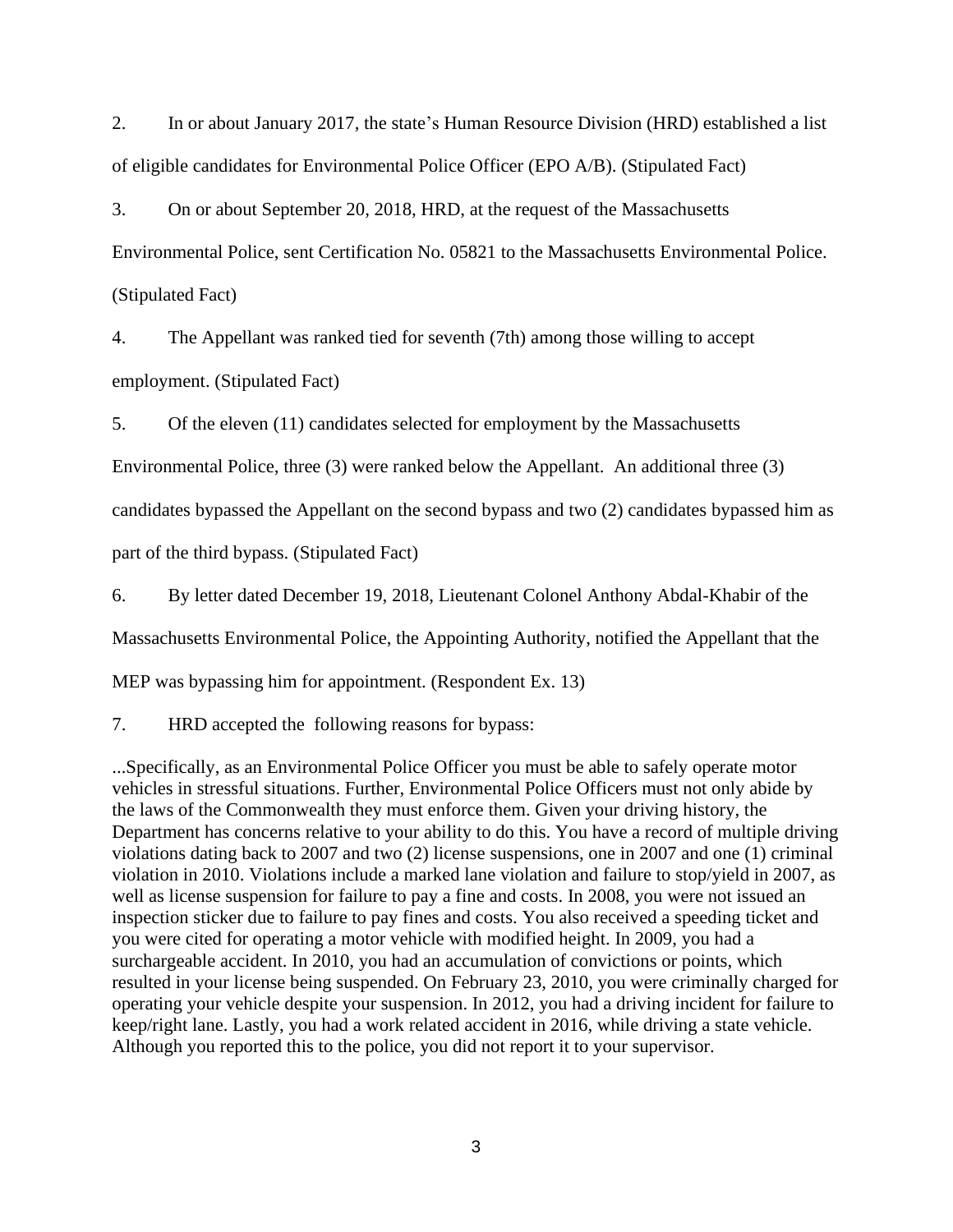2. In or about January 2017, the state's Human Resource Division (HRD) established a list of eligible candidates for Environmental Police Officer (EPO A/B). (Stipulated Fact)

3. On or about September 20, 2018, HRD, at the request of the Massachusetts Environmental Police, sent Certification No. 05821 to the Massachusetts Environmental Police. (Stipulated Fact)

4. The Appellant was ranked tied for seventh (7th) among those willing to accept employment. (Stipulated Fact)

5. Of the eleven (11) candidates selected for employment by the Massachusetts Environmental Police, three (3) were ranked below the Appellant. An additional three (3) candidates bypassed the Appellant on the second bypass and two (2) candidates bypassed him as part of the third bypass. (Stipulated Fact)

6. By letter dated December 19, 2018, Lieutenant Colonel Anthony Abdal-Khabir of the Massachusetts Environmental Police, the Appointing Authority, notified the Appellant that the MEP was bypassing him for appointment. (Respondent Ex. 13)

7. HRD accepted the following reasons for bypass:

...Specifically, as an Environmental Police Officer you must be able to safely operate motor vehicles in stressful situations. Further, Environmental Police Officers must not only abide by the laws of the Commonwealth they must enforce them. Given your driving history, the Department has concerns relative to your ability to do this. You have a record of multiple driving violations dating back to 2007 and two (2) license suspensions, one in 2007 and one (1) criminal violation in 2010. Violations include a marked lane violation and failure to stop/yield in 2007, as well as license suspension for failure to pay a fine and costs. In 2008, you were not issued an inspection sticker due to failure to pay fines and costs. You also received a speeding ticket and you were cited for operating a motor vehicle with modified height. In 2009, you had a surchargeable accident. In 2010, you had an accumulation of convictions or points, which resulted in your license being suspended. On February 23, 2010, you were criminally charged for operating your vehicle despite your suspension. In 2012, you had a driving incident for failure to keep/right lane. Lastly, you had a work related accident in 2016, while driving a state vehicle. Although you reported this to the police, you did not report it to your supervisor.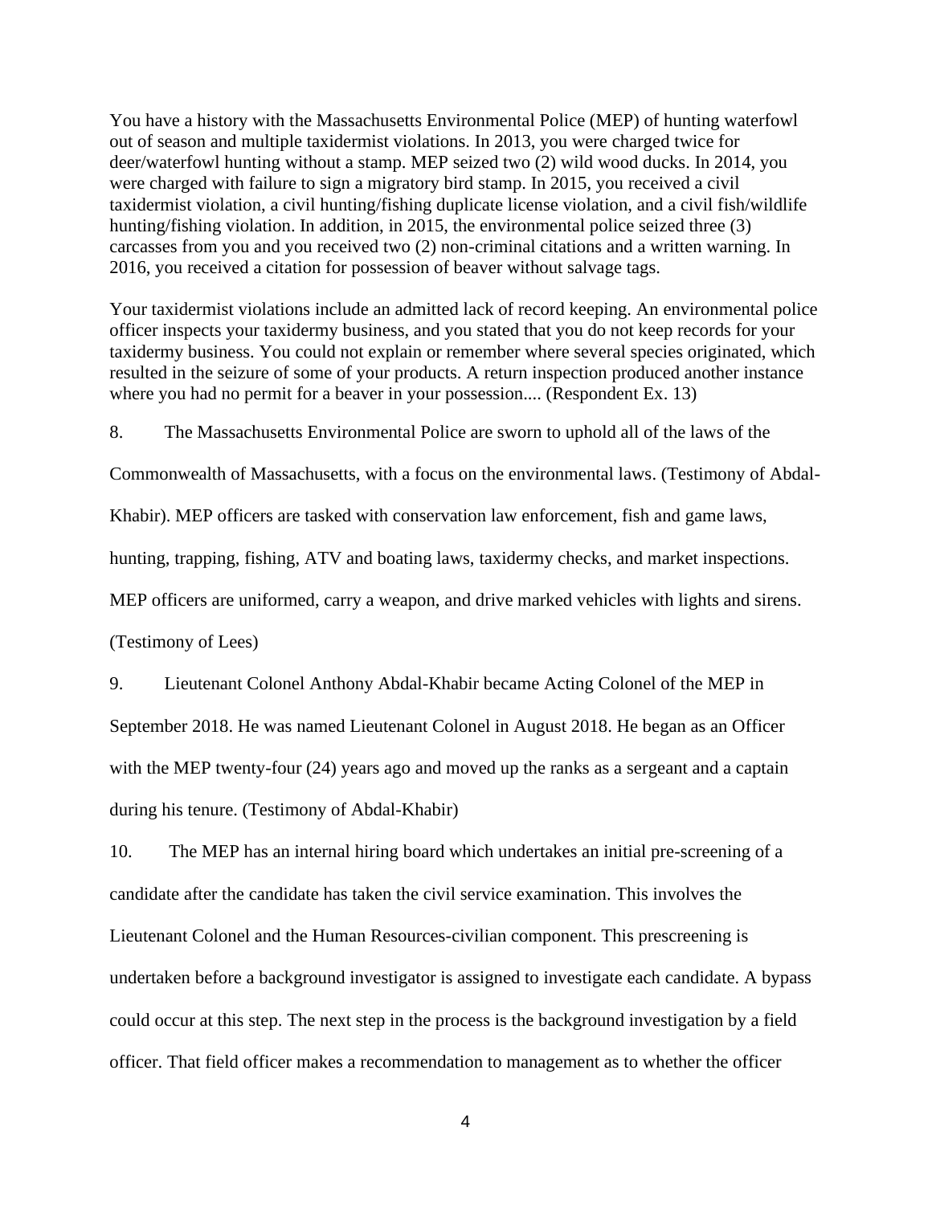You have a history with the Massachusetts Environmental Police (MEP) of hunting waterfowl out of season and multiple taxidermist violations. In 2013, you were charged twice for deer/waterfowl hunting without a stamp. MEP seized two (2) wild wood ducks. In 2014, you were charged with failure to sign a migratory bird stamp. In 2015, you received a civil taxidermist violation, a civil hunting/fishing duplicate license violation, and a civil fish/wildlife hunting/fishing violation. In addition, in 2015, the environmental police seized three (3) carcasses from you and you received two (2) non-criminal citations and a written warning. In 2016, you received a citation for possession of beaver without salvage tags.

Your taxidermist violations include an admitted lack of record keeping. An environmental police officer inspects your taxidermy business, and you stated that you do not keep records for your taxidermy business. You could not explain or remember where several species originated, which resulted in the seizure of some of your products. A return inspection produced another instance where you had no permit for a beaver in your possession.... (Respondent Ex. 13)

8. The Massachusetts Environmental Police are sworn to uphold all of the laws of the Commonwealth of Massachusetts, with a focus on the environmental laws. (Testimony of Abdal-Khabir). MEP officers are tasked with conservation law enforcement, fish and game laws, hunting, trapping, fishing, ATV and boating laws, taxidermy checks, and market inspections. MEP officers are uniformed, carry a weapon, and drive marked vehicles with lights and sirens. (Testimony of Lees)

9. Lieutenant Colonel Anthony Abdal-Khabir became Acting Colonel of the MEP in September 2018. He was named Lieutenant Colonel in August 2018. He began as an Officer with the MEP twenty-four (24) years ago and moved up the ranks as a sergeant and a captain during his tenure. (Testimony of Abdal-Khabir)

10. The MEP has an internal hiring board which undertakes an initial pre-screening of a candidate after the candidate has taken the civil service examination. This involves the Lieutenant Colonel and the Human Resources-civilian component. This prescreening is undertaken before a background investigator is assigned to investigate each candidate. A bypass could occur at this step. The next step in the process is the background investigation by a field officer. That field officer makes a recommendation to management as to whether the officer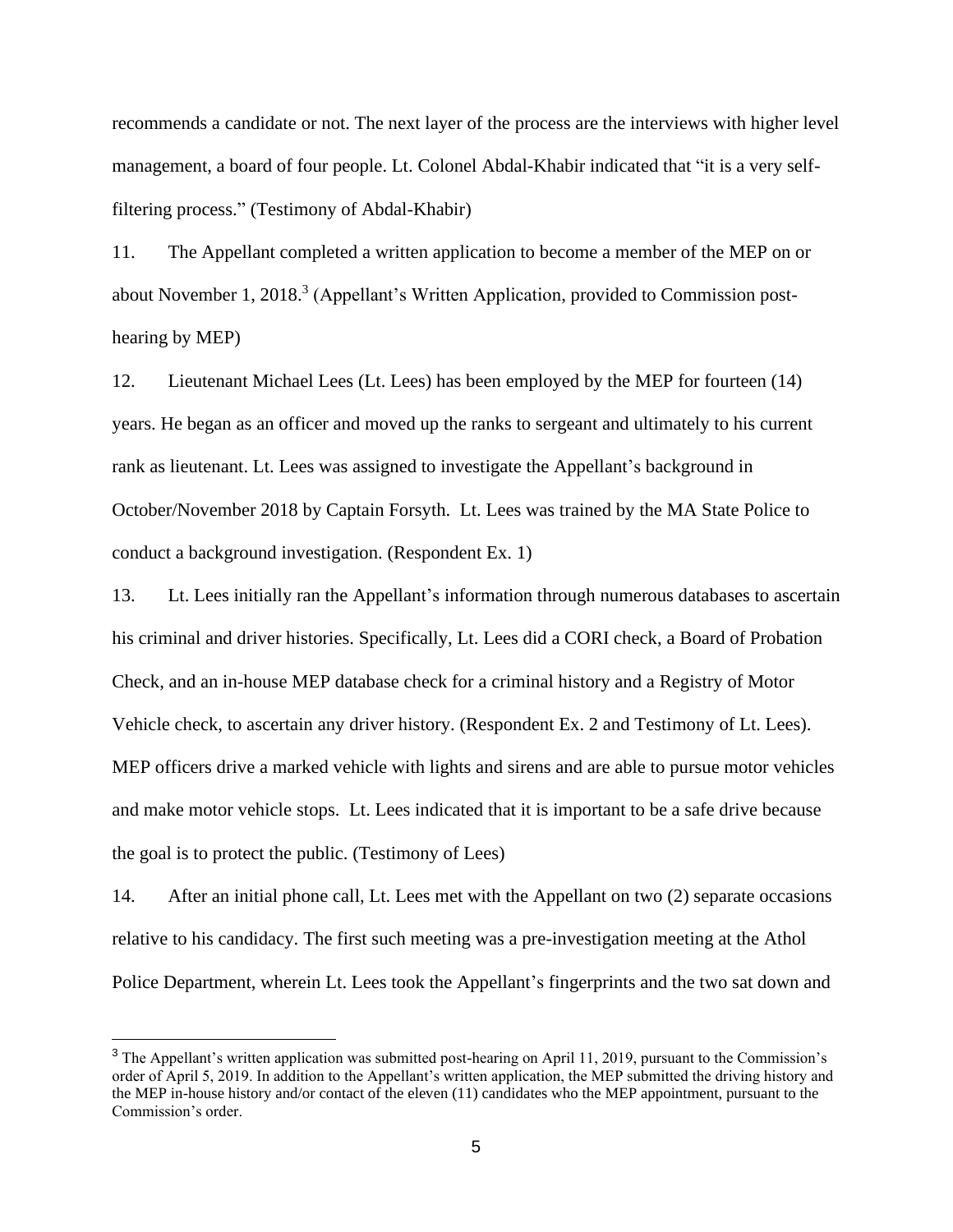recommends a candidate or not. The next layer of the process are the interviews with higher level management, a board of four people. Lt. Colonel Abdal-Khabir indicated that "it is a very self-filtering process." (Testimony of Abdal-Khabir)

11. The Appellant completed a written application to become a member of the MEP on or about November 1, 2018.[3] (Appellant's Written Application, provided to Commission post-hearing by MEP)

12. Lieutenant Michael Lees (Lt. Lees) has been employed by the MEP for fourteen (14) years. He began as an officer and moved up the ranks to sergeant and ultimately to his current rank as lieutenant. Lt. Lees was assigned to investigate the Appellant's background in October/November 2018 by Captain Forsyth. Lt. Lees was trained by the MA State Police to conduct a background investigation. (Respondent Ex. 1)

13. Lt. Lees initially ran the Appellant's information through numerous databases to ascertain his criminal and driver histories. Specifically, Lt. Lees did a CORI check, a Board of Probation Check, and an in-house MEP database check for a criminal history and a Registry of Motor Vehicle check, to ascertain any driver history. (Respondent Ex. 2 and Testimony of Lt. Lees). MEP officers drive a marked vehicle with lights and sirens and are able to pursue motor vehicles and make motor vehicle stops. Lt. Lees indicated that it is important to be a safe drive because the goal is to protect the public. (Testimony of Lees)

14. After an initial phone call, Lt. Lees met with the Appellant on two (2) separate occasions relative to his candidacy. The first such meeting was a pre-investigation meeting at the Athol Police Department, wherein Lt. Lees took the Appellant's fingerprints and the two sat down and

---

[3] The Appellant's written application was submitted post-hearing on April 11, 2019, pursuant to the Commission's order of April 5, 2019. In addition to the Appellant's written application, the MEP submitted the driving history and the MEP in-house history and/or contact of the eleven (11) candidates who the MEP appointment, pursuant to the Commission's order.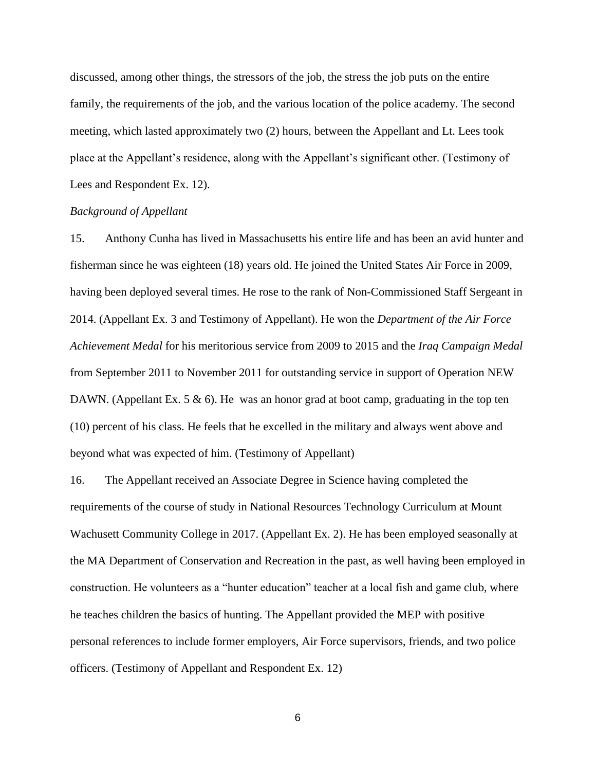discussed, among other things, the stressors of the job, the stress the job puts on the entire family, the requirements of the job, and the various location of the police academy. The second meeting, which lasted approximately two (2) hours, between the Appellant and Lt. Lees took place at the Appellant's residence, along with the Appellant's significant other. (Testimony of Lees and Respondent Ex. 12).

*Background of Appellant*

15. Anthony Cunha has lived in Massachusetts his entire life and has been an avid hunter and fisherman since he was eighteen (18) years old. He joined the United States Air Force in 2009, having been deployed several times. He rose to the rank of Non-Commissioned Staff Sergeant in 2014. (Appellant Ex. 3 and Testimony of Appellant). He won the *Department of the Air Force Achievement Medal* for his meritorious service from 2009 to 2015 and the *Iraq Campaign Medal* from September 2011 to November 2011 for outstanding service in support of Operation NEW DAWN. (Appellant Ex. 5 & 6). He was an honor grad at boot camp, graduating in the top ten (10) percent of his class. He feels that he excelled in the military and always went above and beyond what was expected of him. (Testimony of Appellant)

16. The Appellant received an Associate Degree in Science having completed the requirements of the course of study in National Resources Technology Curriculum at Mount Wachusett Community College in 2017. (Appellant Ex. 2). He has been employed seasonally at the MA Department of Conservation and Recreation in the past, as well having been employed in construction. He volunteers as a "hunter education" teacher at a local fish and game club, where he teaches children the basics of hunting. The Appellant provided the MEP with positive personal references to include former employers, Air Force supervisors, friends, and two police officers. (Testimony of Appellant and Respondent Ex. 12)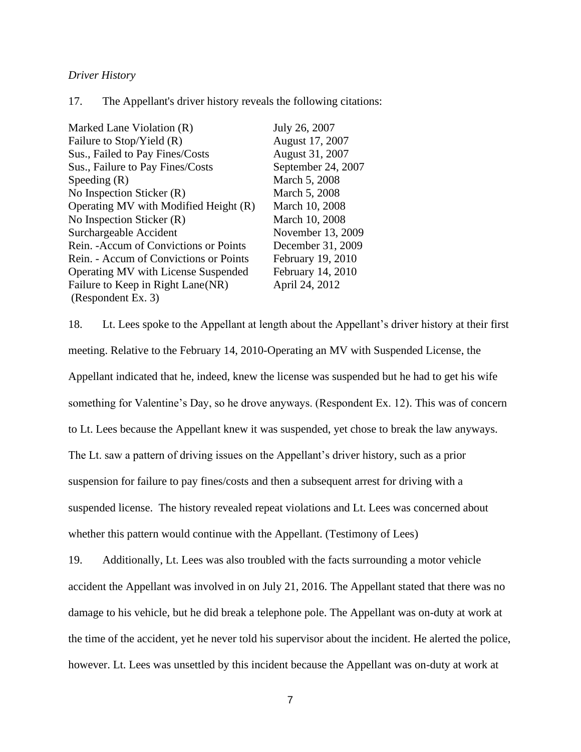*Driver History*

17. The Appellant's driver history reveals the following citations:

| | |
|---|---|
| Marked Lane Violation (R) | July 26, 2007 |
| Failure to Stop/Yield (R) | August 17, 2007 |
| Sus., Failed to Pay Fines/Costs | August 31, 2007 |
| Sus., Failure to Pay Fines/Costs | September 24, 2007 |
| Speeding (R) | March 5, 2008 |
| No Inspection Sticker (R) | March 5, 2008 |
| Operating MV with Modified Height (R) | March 10, 2008 |
| No Inspection Sticker (R) | March 10, 2008 |
| Surchargeable Accident | November 13, 2009 |
| Rein. -Accum of Convictions or Points | December 31, 2009 |
| Rein. - Accum of Convictions or Points | February 19, 2010 |
| Operating MV with License Suspended | February 14, 2010 |
| Failure to Keep in Right Lane(NR) | April 24, 2012 |

(Respondent Ex. 3)

18. Lt. Lees spoke to the Appellant at length about the Appellant's driver history at their first meeting. Relative to the February 14, 2010-Operating an MV with Suspended License, the Appellant indicated that he, indeed, knew the license was suspended but he had to get his wife something for Valentine's Day, so he drove anyways. (Respondent Ex. 12). This was of concern to Lt. Lees because the Appellant knew it was suspended, yet chose to break the law anyways. The Lt. saw a pattern of driving issues on the Appellant's driver history, such as a prior suspension for failure to pay fines/costs and then a subsequent arrest for driving with a suspended license. The history revealed repeat violations and Lt. Lees was concerned about whether this pattern would continue with the Appellant. (Testimony of Lees)

19. Additionally, Lt. Lees was also troubled with the facts surrounding a motor vehicle accident the Appellant was involved in on July 21, 2016. The Appellant stated that there was no damage to his vehicle, but he did break a telephone pole. The Appellant was on-duty at work at the time of the accident, yet he never told his supervisor about the incident. He alerted the police, however. Lt. Lees was unsettled by this incident because the Appellant was on-duty at work at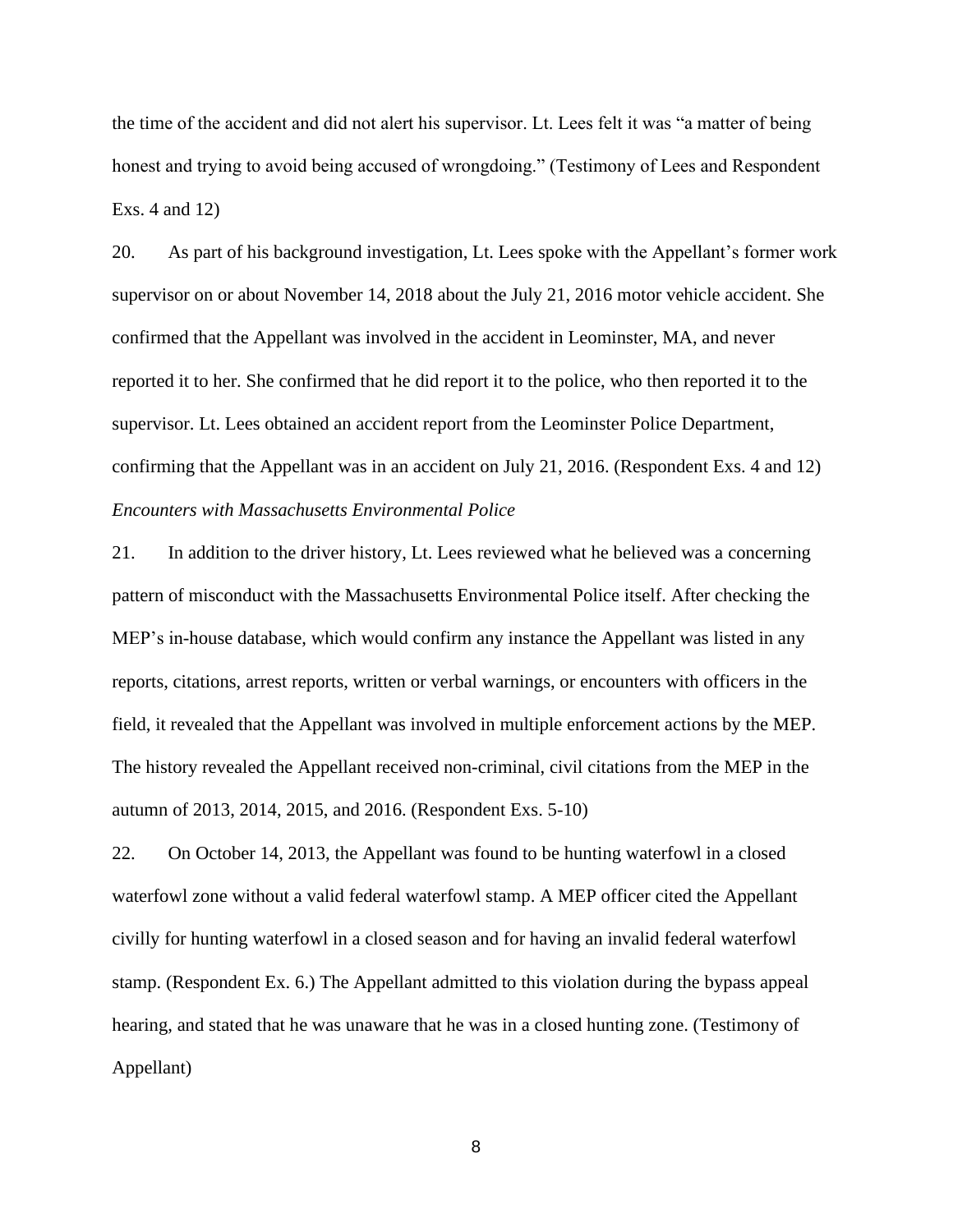the time of the accident and did not alert his supervisor. Lt. Lees felt it was "a matter of being honest and trying to avoid being accused of wrongdoing." (Testimony of Lees and Respondent Exs. 4 and 12)

20. As part of his background investigation, Lt. Lees spoke with the Appellant's former work supervisor on or about November 14, 2018 about the July 21, 2016 motor vehicle accident. She confirmed that the Appellant was involved in the accident in Leominster, MA, and never reported it to her. She confirmed that he did report it to the police, who then reported it to the supervisor. Lt. Lees obtained an accident report from the Leominster Police Department, confirming that the Appellant was in an accident on July 21, 2016. (Respondent Exs. 4 and 12)

*Encounters with Massachusetts Environmental Police*

21. In addition to the driver history, Lt. Lees reviewed what he believed was a concerning pattern of misconduct with the Massachusetts Environmental Police itself. After checking the MEP's in-house database, which would confirm any instance the Appellant was listed in any reports, citations, arrest reports, written or verbal warnings, or encounters with officers in the field, it revealed that the Appellant was involved in multiple enforcement actions by the MEP. The history revealed the Appellant received non-criminal, civil citations from the MEP in the autumn of 2013, 2014, 2015, and 2016. (Respondent Exs. 5-10)

22. On October 14, 2013, the Appellant was found to be hunting waterfowl in a closed waterfowl zone without a valid federal waterfowl stamp. A MEP officer cited the Appellant civilly for hunting waterfowl in a closed season and for having an invalid federal waterfowl stamp. (Respondent Ex. 6.) The Appellant admitted to this violation during the bypass appeal hearing, and stated that he was unaware that he was in a closed hunting zone. (Testimony of Appellant)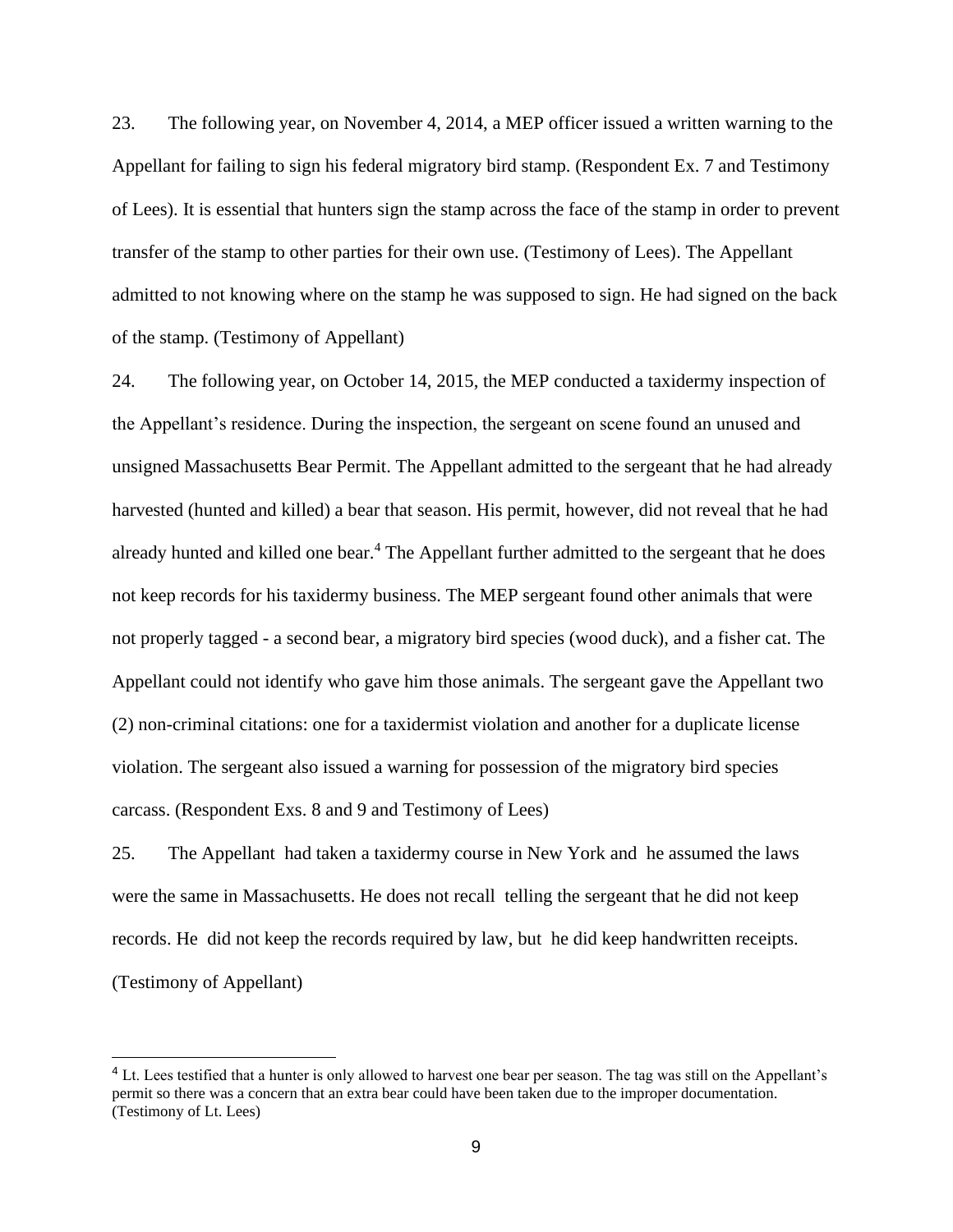23. The following year, on November 4, 2014, a MEP officer issued a written warning to the Appellant for failing to sign his federal migratory bird stamp. (Respondent Ex. 7 and Testimony of Lees). It is essential that hunters sign the stamp across the face of the stamp in order to prevent transfer of the stamp to other parties for their own use. (Testimony of Lees). The Appellant admitted to not knowing where on the stamp he was supposed to sign. He had signed on the back of the stamp. (Testimony of Appellant)

24. The following year, on October 14, 2015, the MEP conducted a taxidermy inspection of the Appellant's residence. During the inspection, the sergeant on scene found an unused and unsigned Massachusetts Bear Permit. The Appellant admitted to the sergeant that he had already harvested (hunted and killed) a bear that season. His permit, however, did not reveal that he had already hunted and killed one bear.[4] The Appellant further admitted to the sergeant that he does not keep records for his taxidermy business. The MEP sergeant found other animals that were not properly tagged - a second bear, a migratory bird species (wood duck), and a fisher cat. The Appellant could not identify who gave him those animals. The sergeant gave the Appellant two (2) non-criminal citations: one for a taxidermist violation and another for a duplicate license violation. The sergeant also issued a warning for possession of the migratory bird species carcass. (Respondent Exs. 8 and 9 and Testimony of Lees)

25. The Appellant had taken a taxidermy course in New York and he assumed the laws were the same in Massachusetts. He does not recall telling the sergeant that he did not keep records. He did not keep the records required by law, but he did keep handwritten receipts. (Testimony of Appellant)

---

[4] Lt. Lees testified that a hunter is only allowed to harvest one bear per season. The tag was still on the Appellant's permit so there was a concern that an extra bear could have been taken due to the improper documentation. (Testimony of Lt. Lees)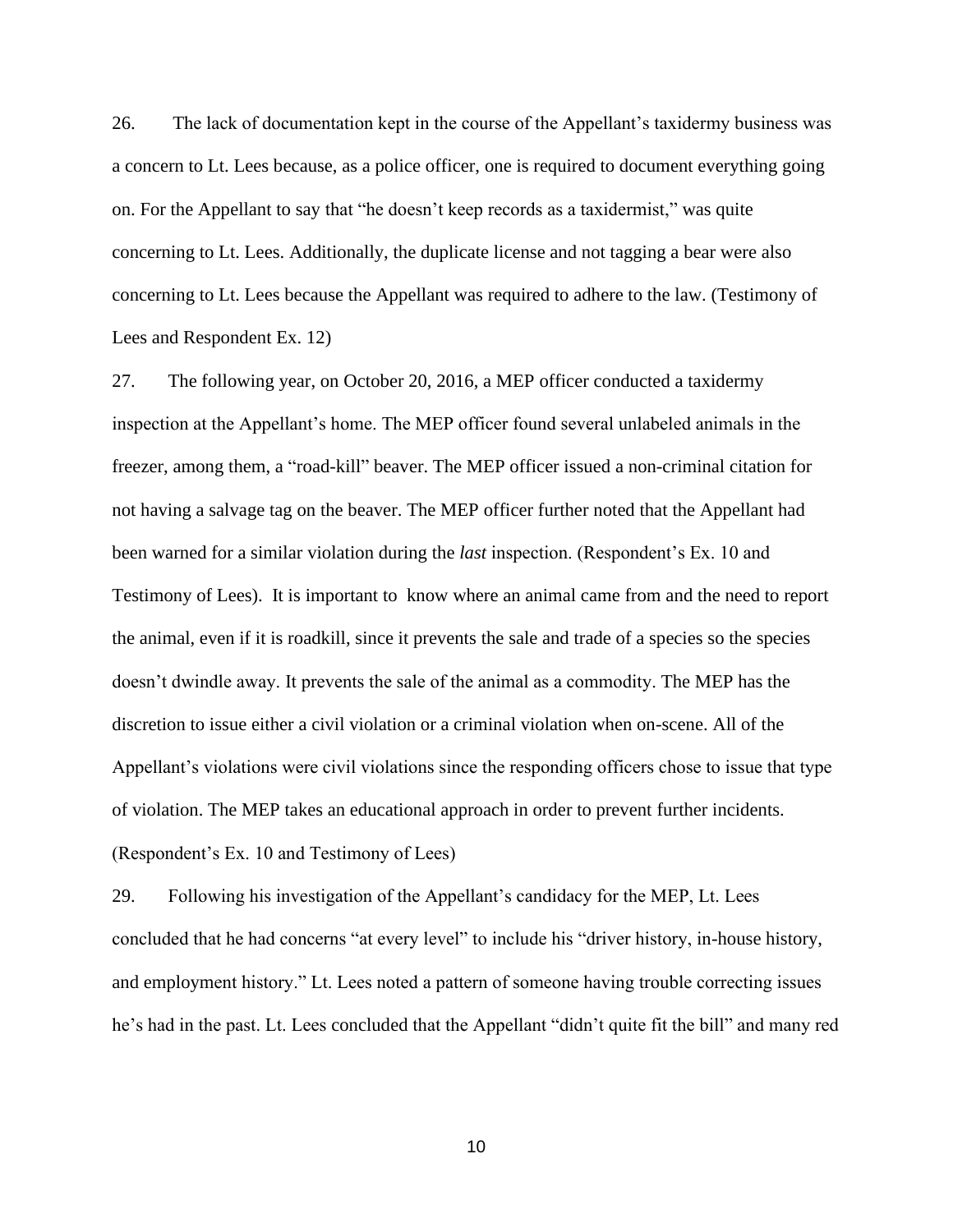26. The lack of documentation kept in the course of the Appellant's taxidermy business was a concern to Lt. Lees because, as a police officer, one is required to document everything going on. For the Appellant to say that "he doesn't keep records as a taxidermist," was quite concerning to Lt. Lees. Additionally, the duplicate license and not tagging a bear were also concerning to Lt. Lees because the Appellant was required to adhere to the law. (Testimony of Lees and Respondent Ex. 12)

27. The following year, on October 20, 2016, a MEP officer conducted a taxidermy inspection at the Appellant's home. The MEP officer found several unlabeled animals in the freezer, among them, a "road-kill" beaver. The MEP officer issued a non-criminal citation for not having a salvage tag on the beaver. The MEP officer further noted that the Appellant had been warned for a similar violation during the *last* inspection. (Respondent's Ex. 10 and Testimony of Lees). It is important to know where an animal came from and the need to report the animal, even if it is roadkill, since it prevents the sale and trade of a species so the species doesn't dwindle away. It prevents the sale of the animal as a commodity. The MEP has the discretion to issue either a civil violation or a criminal violation when on-scene. All of the Appellant's violations were civil violations since the responding officers chose to issue that type of violation. The MEP takes an educational approach in order to prevent further incidents. (Respondent's Ex. 10 and Testimony of Lees)

29. Following his investigation of the Appellant's candidacy for the MEP, Lt. Lees concluded that he had concerns "at every level" to include his "driver history, in-house history, and employment history." Lt. Lees noted a pattern of someone having trouble correcting issues he's had in the past. Lt. Lees concluded that the Appellant "didn't quite fit the bill" and many red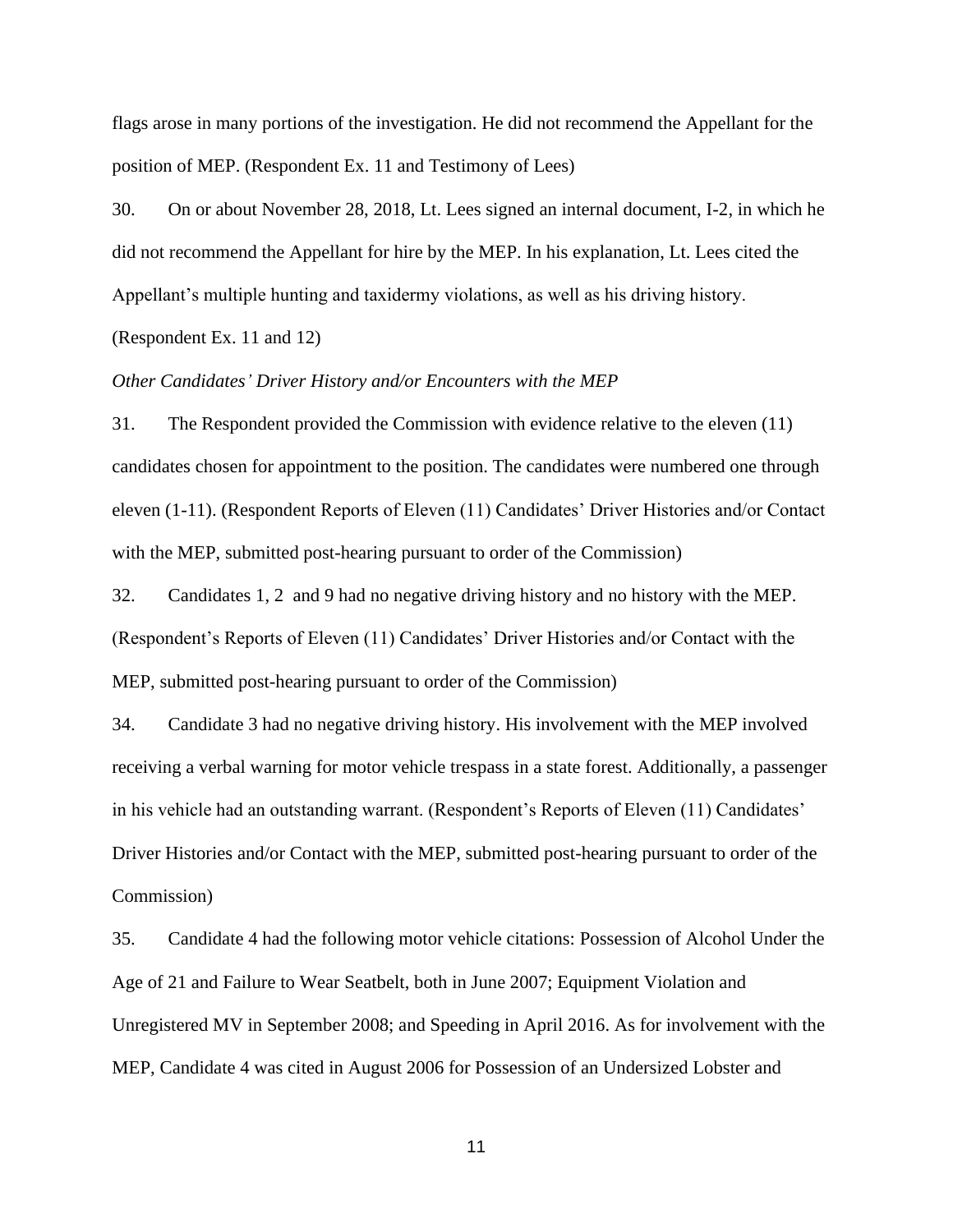flags arose in many portions of the investigation. He did not recommend the Appellant for the position of MEP. (Respondent Ex. 11 and Testimony of Lees)

30. On or about November 28, 2018, Lt. Lees signed an internal document, I-2, in which he did not recommend the Appellant for hire by the MEP. In his explanation, Lt. Lees cited the Appellant's multiple hunting and taxidermy violations, as well as his driving history. (Respondent Ex. 11 and 12)

*Other Candidates' Driver History and/or Encounters with the MEP*

31. The Respondent provided the Commission with evidence relative to the eleven (11) candidates chosen for appointment to the position. The candidates were numbered one through eleven (1-11). (Respondent Reports of Eleven (11) Candidates' Driver Histories and/or Contact with the MEP, submitted post-hearing pursuant to order of the Commission)

32. Candidates 1, 2 and 9 had no negative driving history and no history with the MEP. (Respondent's Reports of Eleven (11) Candidates' Driver Histories and/or Contact with the MEP, submitted post-hearing pursuant to order of the Commission)

34. Candidate 3 had no negative driving history. His involvement with the MEP involved receiving a verbal warning for motor vehicle trespass in a state forest. Additionally, a passenger in his vehicle had an outstanding warrant. (Respondent's Reports of Eleven (11) Candidates' Driver Histories and/or Contact with the MEP, submitted post-hearing pursuant to order of the Commission)

35. Candidate 4 had the following motor vehicle citations: Possession of Alcohol Under the Age of 21 and Failure to Wear Seatbelt, both in June 2007; Equipment Violation and Unregistered MV in September 2008; and Speeding in April 2016. As for involvement with the MEP, Candidate 4 was cited in August 2006 for Possession of an Undersized Lobster and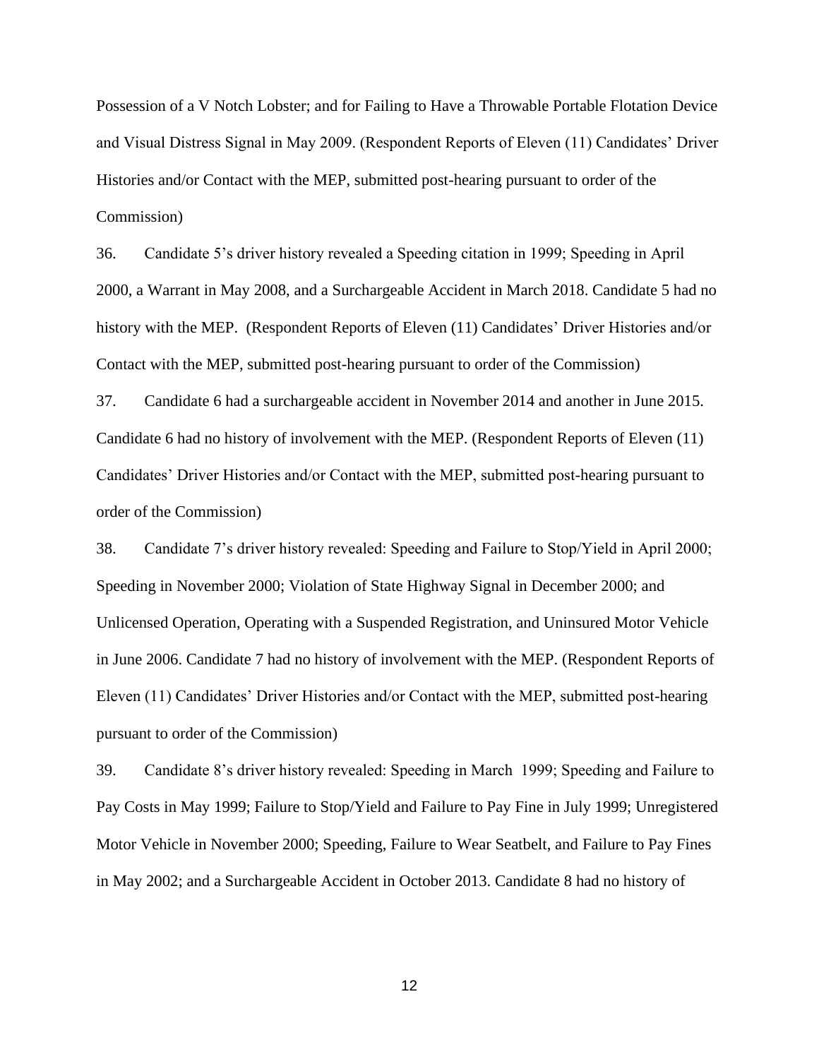Possession of a V Notch Lobster; and for Failing to Have a Throwable Portable Flotation Device and Visual Distress Signal in May 2009. (Respondent Reports of Eleven (11) Candidates' Driver Histories and/or Contact with the MEP, submitted post-hearing pursuant to order of the Commission)

36. Candidate 5's driver history revealed a Speeding citation in 1999; Speeding in April 2000, a Warrant in May 2008, and a Surchargeable Accident in March 2018. Candidate 5 had no history with the MEP. (Respondent Reports of Eleven (11) Candidates' Driver Histories and/or Contact with the MEP, submitted post-hearing pursuant to order of the Commission)

37. Candidate 6 had a surchargeable accident in November 2014 and another in June 2015. Candidate 6 had no history of involvement with the MEP. (Respondent Reports of Eleven (11) Candidates' Driver Histories and/or Contact with the MEP, submitted post-hearing pursuant to order of the Commission)

38. Candidate 7's driver history revealed: Speeding and Failure to Stop/Yield in April 2000; Speeding in November 2000; Violation of State Highway Signal in December 2000; and Unlicensed Operation, Operating with a Suspended Registration, and Uninsured Motor Vehicle in June 2006. Candidate 7 had no history of involvement with the MEP. (Respondent Reports of Eleven (11) Candidates' Driver Histories and/or Contact with the MEP, submitted post-hearing pursuant to order of the Commission)

39. Candidate 8's driver history revealed: Speeding in March 1999; Speeding and Failure to Pay Costs in May 1999; Failure to Stop/Yield and Failure to Pay Fine in July 1999; Unregistered Motor Vehicle in November 2000; Speeding, Failure to Wear Seatbelt, and Failure to Pay Fines in May 2002; and a Surchargeable Accident in October 2013. Candidate 8 had no history of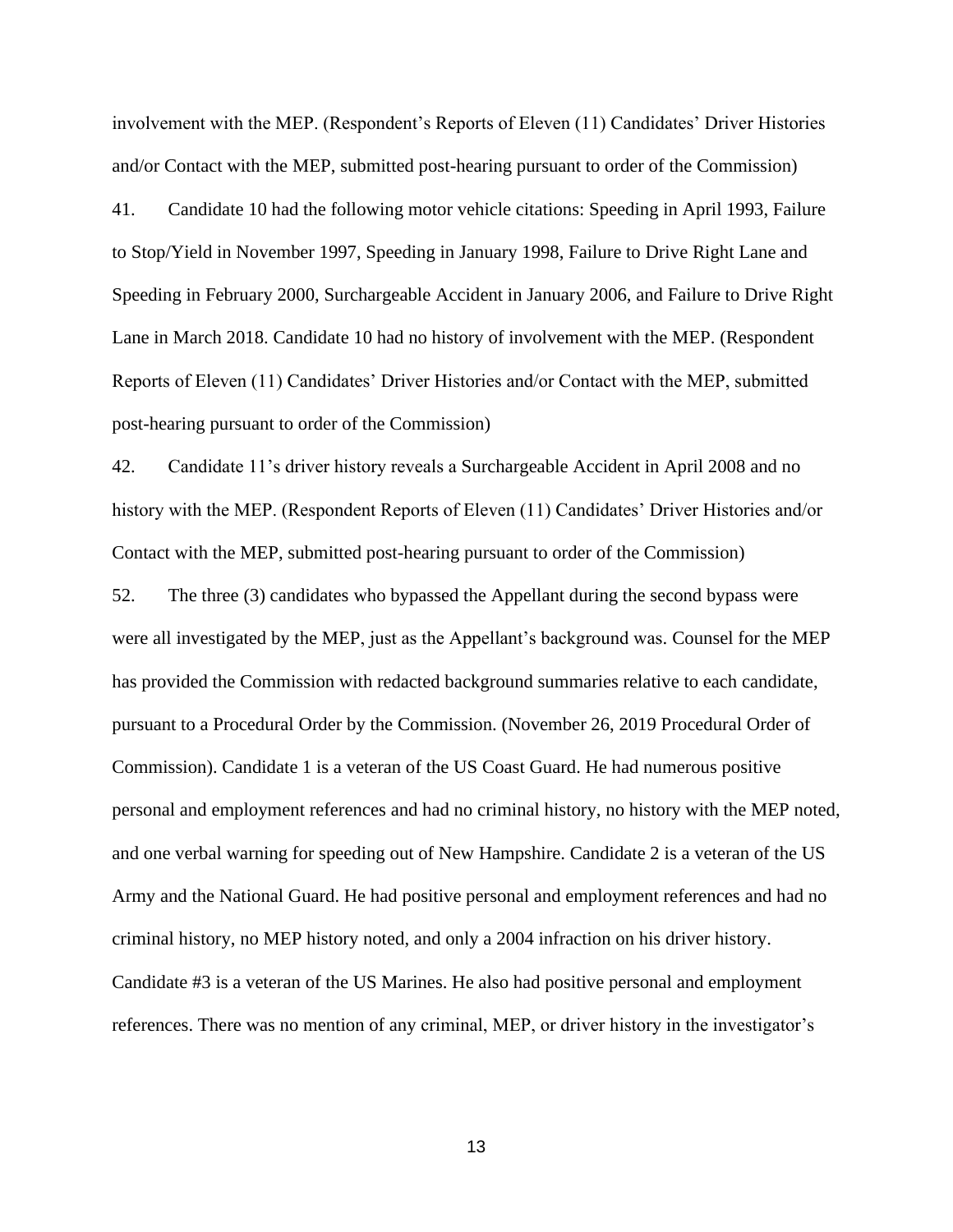involvement with the MEP. (Respondent's Reports of Eleven (11) Candidates' Driver Histories and/or Contact with the MEP, submitted post-hearing pursuant to order of the Commission)

41. Candidate 10 had the following motor vehicle citations: Speeding in April 1993, Failure to Stop/Yield in November 1997, Speeding in January 1998, Failure to Drive Right Lane and Speeding in February 2000, Surchargeable Accident in January 2006, and Failure to Drive Right Lane in March 2018. Candidate 10 had no history of involvement with the MEP. (Respondent Reports of Eleven (11) Candidates' Driver Histories and/or Contact with the MEP, submitted post-hearing pursuant to order of the Commission)

42. Candidate 11's driver history reveals a Surchargeable Accident in April 2008 and no history with the MEP. (Respondent Reports of Eleven (11) Candidates' Driver Histories and/or Contact with the MEP, submitted post-hearing pursuant to order of the Commission)

52. The three (3) candidates who bypassed the Appellant during the second bypass were were all investigated by the MEP, just as the Appellant's background was. Counsel for the MEP has provided the Commission with redacted background summaries relative to each candidate, pursuant to a Procedural Order by the Commission. (November 26, 2019 Procedural Order of Commission). Candidate 1 is a veteran of the US Coast Guard. He had numerous positive personal and employment references and had no criminal history, no history with the MEP noted, and one verbal warning for speeding out of New Hampshire. Candidate 2 is a veteran of the US Army and the National Guard. He had positive personal and employment references and had no criminal history, no MEP history noted, and only a 2004 infraction on his driver history. Candidate #3 is a veteran of the US Marines. He also had positive personal and employment references. There was no mention of any criminal, MEP, or driver history in the investigator's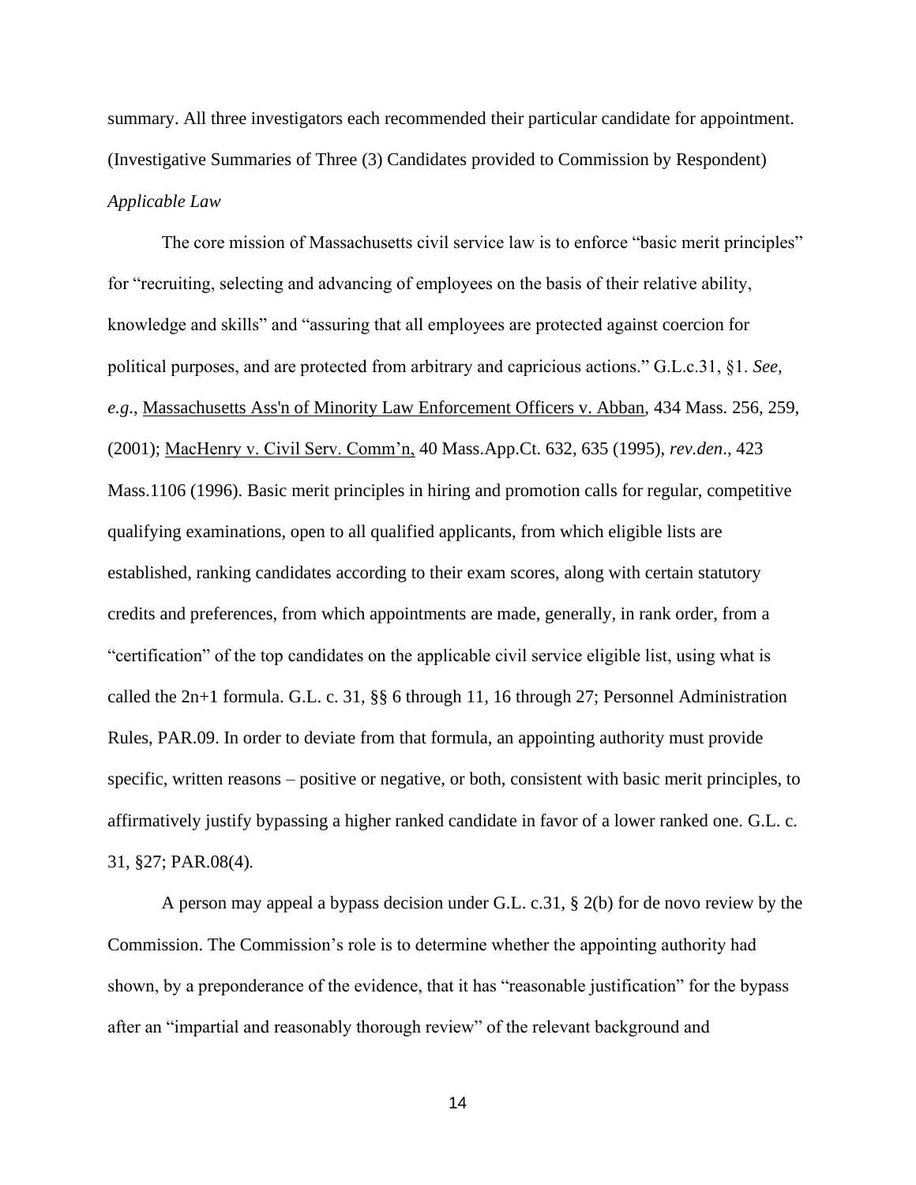summary. All three investigators each recommended their particular candidate for appointment. (Investigative Summaries of Three (3) Candidates provided to Commission by Respondent)

*Applicable Law*

The core mission of Massachusetts civil service law is to enforce "basic merit principles" for "recruiting, selecting and advancing of employees on the basis of their relative ability, knowledge and skills" and "assuring that all employees are protected against coercion for political purposes, and are protected from arbitrary and capricious actions." G.L.c.31, §1. *See, e.g*., Massachusetts Ass'n of Minority Law Enforcement Officers v. Abban, 434 Mass. 256, 259, (2001); MacHenry v. Civil Serv. Comm'n, 40 Mass.App.Ct. 632, 635 (1995), *rev.den*., 423 Mass.1106 (1996). Basic merit principles in hiring and promotion calls for regular, competitive qualifying examinations, open to all qualified applicants, from which eligible lists are established, ranking candidates according to their exam scores, along with certain statutory credits and preferences, from which appointments are made, generally, in rank order, from a "certification" of the top candidates on the applicable civil service eligible list, using what is called the 2n+1 formula. G.L. c. 31, §§ 6 through 11, 16 through 27; Personnel Administration Rules, PAR.09. In order to deviate from that formula, an appointing authority must provide specific, written reasons – positive or negative, or both, consistent with basic merit principles, to affirmatively justify bypassing a higher ranked candidate in favor of a lower ranked one. G.L. c. 31, §27; PAR.08(4).

A person may appeal a bypass decision under G.L. c.31, § 2(b) for de novo review by the Commission. The Commission's role is to determine whether the appointing authority had shown, by a preponderance of the evidence, that it has "reasonable justification" for the bypass after an "impartial and reasonably thorough review" of the relevant background and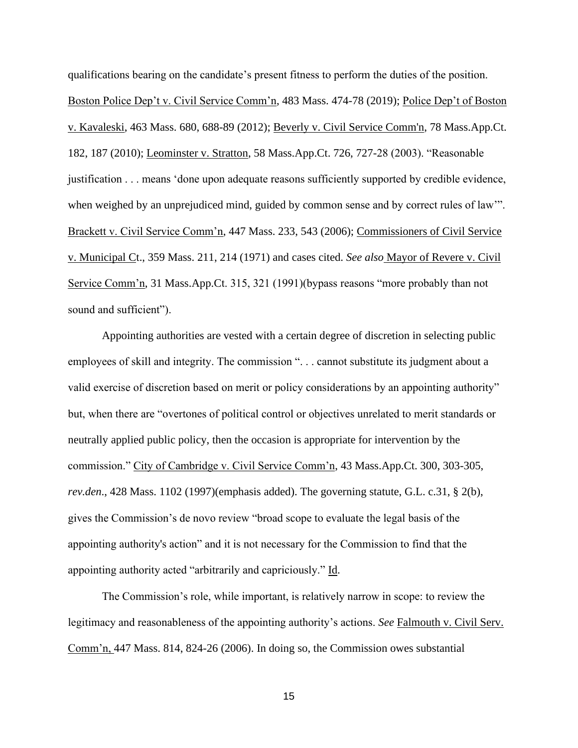qualifications bearing on the candidate's present fitness to perform the duties of the position. <u>Boston Police Dep't v. Civil Service Comm'n</u>, 483 Mass. 474-78 (2019); <u>Police Dep't of Boston v. Kavaleski</u>, 463 Mass. 680, 688-89 (2012); <u>Beverly v. Civil Service Comm'n</u>, 78 Mass.App.Ct. 182, 187 (2010); <u>Leominster v. Stratton</u>, 58 Mass.App.Ct. 726, 727-28 (2003). "Reasonable justification . . . means 'done upon adequate reasons sufficiently supported by credible evidence, when weighed by an unprejudiced mind, guided by common sense and by correct rules of law'". <u>Brackett v. Civil Service Comm'n</u>, 447 Mass. 233, 543 (2006); <u>Commissioners of Civil Service v. Municipal Ct</u>., 359 Mass. 211, 214 (1971) and cases cited. *See also* <u>Mayor of Revere v. Civil Service Comm'n</u>, 31 Mass.App.Ct. 315, 321 (1991)(bypass reasons "more probably than not sound and sufficient").

Appointing authorities are vested with a certain degree of discretion in selecting public employees of skill and integrity. The commission ". . . cannot substitute its judgment about a valid exercise of discretion based on merit or policy considerations by an appointing authority" but, when there are "overtones of political control or objectives unrelated to merit standards or neutrally applied public policy, then the occasion is appropriate for intervention by the commission." <u>City of Cambridge v. Civil Service Comm'n</u>, 43 Mass.App.Ct. 300, 303-305, *rev.den*., 428 Mass. 1102 (1997)(emphasis added). The governing statute, G.L. c.31, § 2(b), gives the Commission's de novo review "broad scope to evaluate the legal basis of the appointing authority's action" and it is not necessary for the Commission to find that the appointing authority acted "arbitrarily and capriciously." <u>Id</u>.

The Commission's role, while important, is relatively narrow in scope: to review the legitimacy and reasonableness of the appointing authority's actions. *See* <u>Falmouth v. Civil Serv. Comm'n,</u> 447 Mass. 814, 824-26 (2006). In doing so, the Commission owes substantial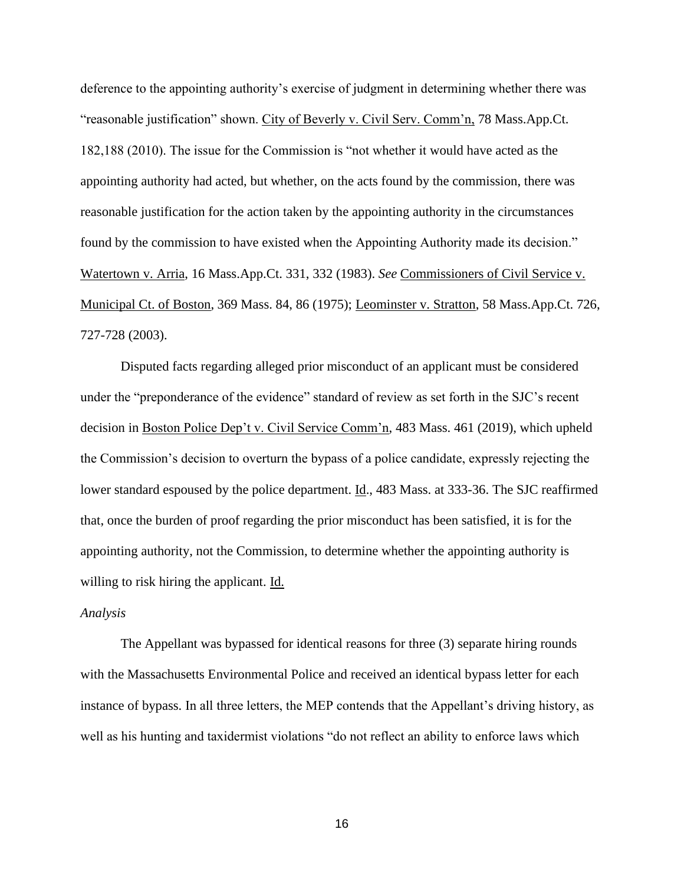deference to the appointing authority's exercise of judgment in determining whether there was "reasonable justification" shown. City of Beverly v. Civil Serv. Comm'n, 78 Mass.App.Ct. 182,188 (2010). The issue for the Commission is "not whether it would have acted as the appointing authority had acted, but whether, on the acts found by the commission, there was reasonable justification for the action taken by the appointing authority in the circumstances found by the commission to have existed when the Appointing Authority made its decision." Watertown v. Arria, 16 Mass.App.Ct. 331, 332 (1983). *See* Commissioners of Civil Service v. Municipal Ct. of Boston, 369 Mass. 84, 86 (1975); Leominster v. Stratton, 58 Mass.App.Ct. 726, 727-728 (2003).

Disputed facts regarding alleged prior misconduct of an applicant must be considered under the "preponderance of the evidence" standard of review as set forth in the SJC's recent decision in Boston Police Dep't v. Civil Service Comm'n, 483 Mass. 461 (2019), which upheld the Commission's decision to overturn the bypass of a police candidate, expressly rejecting the lower standard espoused by the police department. Id., 483 Mass. at 333-36. The SJC reaffirmed that, once the burden of proof regarding the prior misconduct has been satisfied, it is for the appointing authority, not the Commission, to determine whether the appointing authority is willing to risk hiring the applicant. Id.

*Analysis*

The Appellant was bypassed for identical reasons for three (3) separate hiring rounds with the Massachusetts Environmental Police and received an identical bypass letter for each instance of bypass. In all three letters, the MEP contends that the Appellant's driving history, as well as his hunting and taxidermist violations "do not reflect an ability to enforce laws which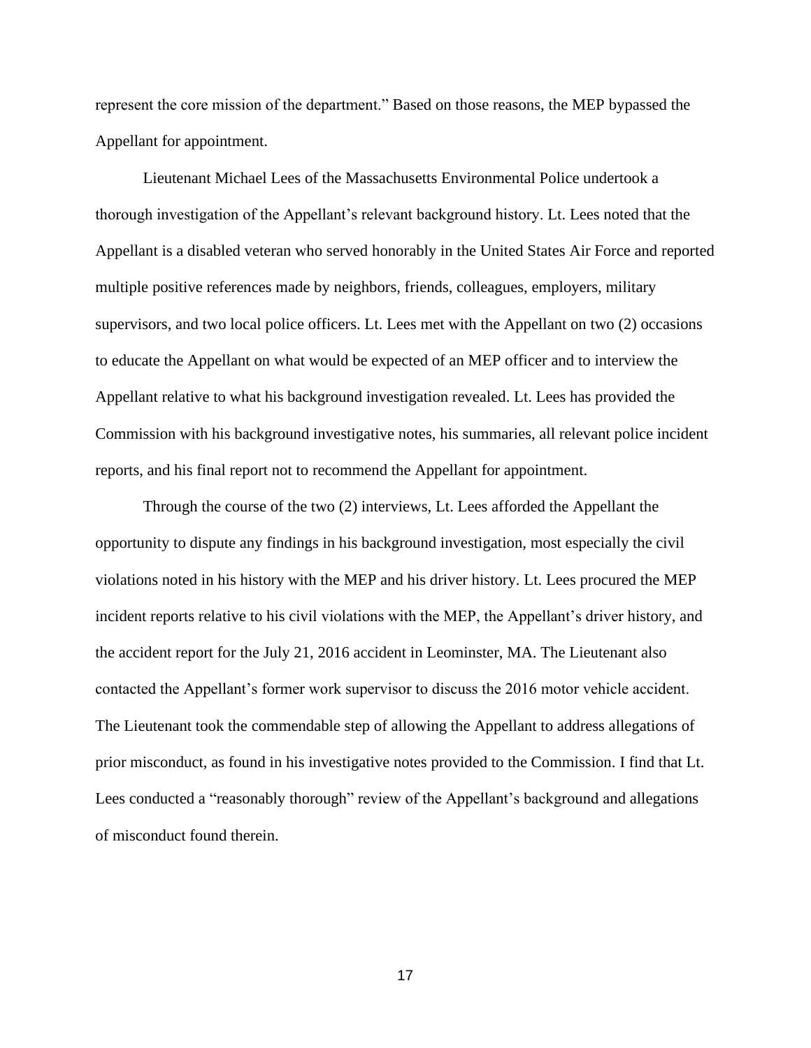represent the core mission of the department." Based on those reasons, the MEP bypassed the Appellant for appointment.

Lieutenant Michael Lees of the Massachusetts Environmental Police undertook a thorough investigation of the Appellant's relevant background history. Lt. Lees noted that the Appellant is a disabled veteran who served honorably in the United States Air Force and reported multiple positive references made by neighbors, friends, colleagues, employers, military supervisors, and two local police officers. Lt. Lees met with the Appellant on two (2) occasions to educate the Appellant on what would be expected of an MEP officer and to interview the Appellant relative to what his background investigation revealed. Lt. Lees has provided the Commission with his background investigative notes, his summaries, all relevant police incident reports, and his final report not to recommend the Appellant for appointment.

Through the course of the two (2) interviews, Lt. Lees afforded the Appellant the opportunity to dispute any findings in his background investigation, most especially the civil violations noted in his history with the MEP and his driver history. Lt. Lees procured the MEP incident reports relative to his civil violations with the MEP, the Appellant's driver history, and the accident report for the July 21, 2016 accident in Leominster, MA. The Lieutenant also contacted the Appellant's former work supervisor to discuss the 2016 motor vehicle accident. The Lieutenant took the commendable step of allowing the Appellant to address allegations of prior misconduct, as found in his investigative notes provided to the Commission. I find that Lt. Lees conducted a "reasonably thorough" review of the Appellant's background and allegations of misconduct found therein.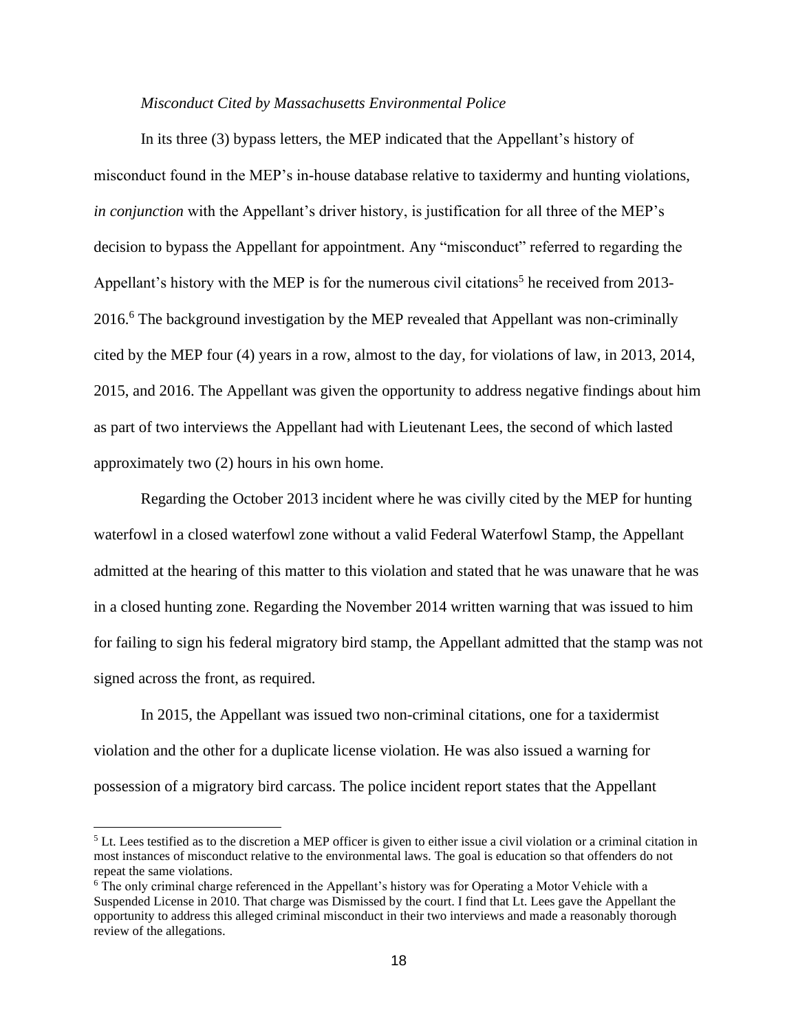*Misconduct Cited by Massachusetts Environmental Police*

In its three (3) bypass letters, the MEP indicated that the Appellant's history of misconduct found in the MEP's in-house database relative to taxidermy and hunting violations, *in conjunction* with the Appellant's driver history, is justification for all three of the MEP's decision to bypass the Appellant for appointment. Any "misconduct" referred to regarding the Appellant's history with the MEP is for the numerous civil citations[5] he received from 2013-2016.[6] The background investigation by the MEP revealed that Appellant was non-criminally cited by the MEP four (4) years in a row, almost to the day, for violations of law, in 2013, 2014, 2015, and 2016. The Appellant was given the opportunity to address negative findings about him as part of two interviews the Appellant had with Lieutenant Lees, the second of which lasted approximately two (2) hours in his own home.

Regarding the October 2013 incident where he was civilly cited by the MEP for hunting waterfowl in a closed waterfowl zone without a valid Federal Waterfowl Stamp, the Appellant admitted at the hearing of this matter to this violation and stated that he was unaware that he was in a closed hunting zone. Regarding the November 2014 written warning that was issued to him for failing to sign his federal migratory bird stamp, the Appellant admitted that the stamp was not signed across the front, as required.

In 2015, the Appellant was issued two non-criminal citations, one for a taxidermist violation and the other for a duplicate license violation. He was also issued a warning for possession of a migratory bird carcass. The police incident report states that the Appellant

---

[5] Lt. Lees testified as to the discretion a MEP officer is given to either issue a civil violation or a criminal citation in most instances of misconduct relative to the environmental laws. The goal is education so that offenders do not repeat the same violations.

[6] The only criminal charge referenced in the Appellant's history was for Operating a Motor Vehicle with a Suspended License in 2010. That charge was Dismissed by the court. I find that Lt. Lees gave the Appellant the opportunity to address this alleged criminal misconduct in their two interviews and made a reasonably thorough review of the allegations.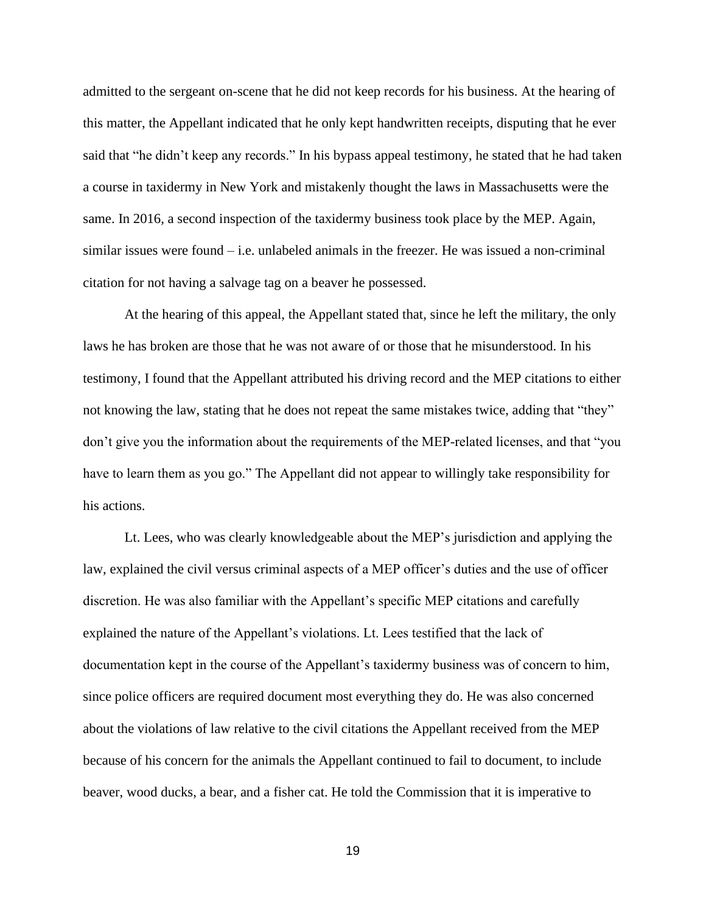admitted to the sergeant on-scene that he did not keep records for his business. At the hearing of this matter, the Appellant indicated that he only kept handwritten receipts, disputing that he ever said that "he didn't keep any records." In his bypass appeal testimony, he stated that he had taken a course in taxidermy in New York and mistakenly thought the laws in Massachusetts were the same. In 2016, a second inspection of the taxidermy business took place by the MEP. Again, similar issues were found – i.e. unlabeled animals in the freezer. He was issued a non-criminal citation for not having a salvage tag on a beaver he possessed.

At the hearing of this appeal, the Appellant stated that, since he left the military, the only laws he has broken are those that he was not aware of or those that he misunderstood. In his testimony, I found that the Appellant attributed his driving record and the MEP citations to either not knowing the law, stating that he does not repeat the same mistakes twice, adding that "they" don't give you the information about the requirements of the MEP-related licenses, and that "you have to learn them as you go." The Appellant did not appear to willingly take responsibility for his actions.

Lt. Lees, who was clearly knowledgeable about the MEP's jurisdiction and applying the law, explained the civil versus criminal aspects of a MEP officer's duties and the use of officer discretion. He was also familiar with the Appellant's specific MEP citations and carefully explained the nature of the Appellant's violations. Lt. Lees testified that the lack of documentation kept in the course of the Appellant's taxidermy business was of concern to him, since police officers are required document most everything they do. He was also concerned about the violations of law relative to the civil citations the Appellant received from the MEP because of his concern for the animals the Appellant continued to fail to document, to include beaver, wood ducks, a bear, and a fisher cat. He told the Commission that it is imperative to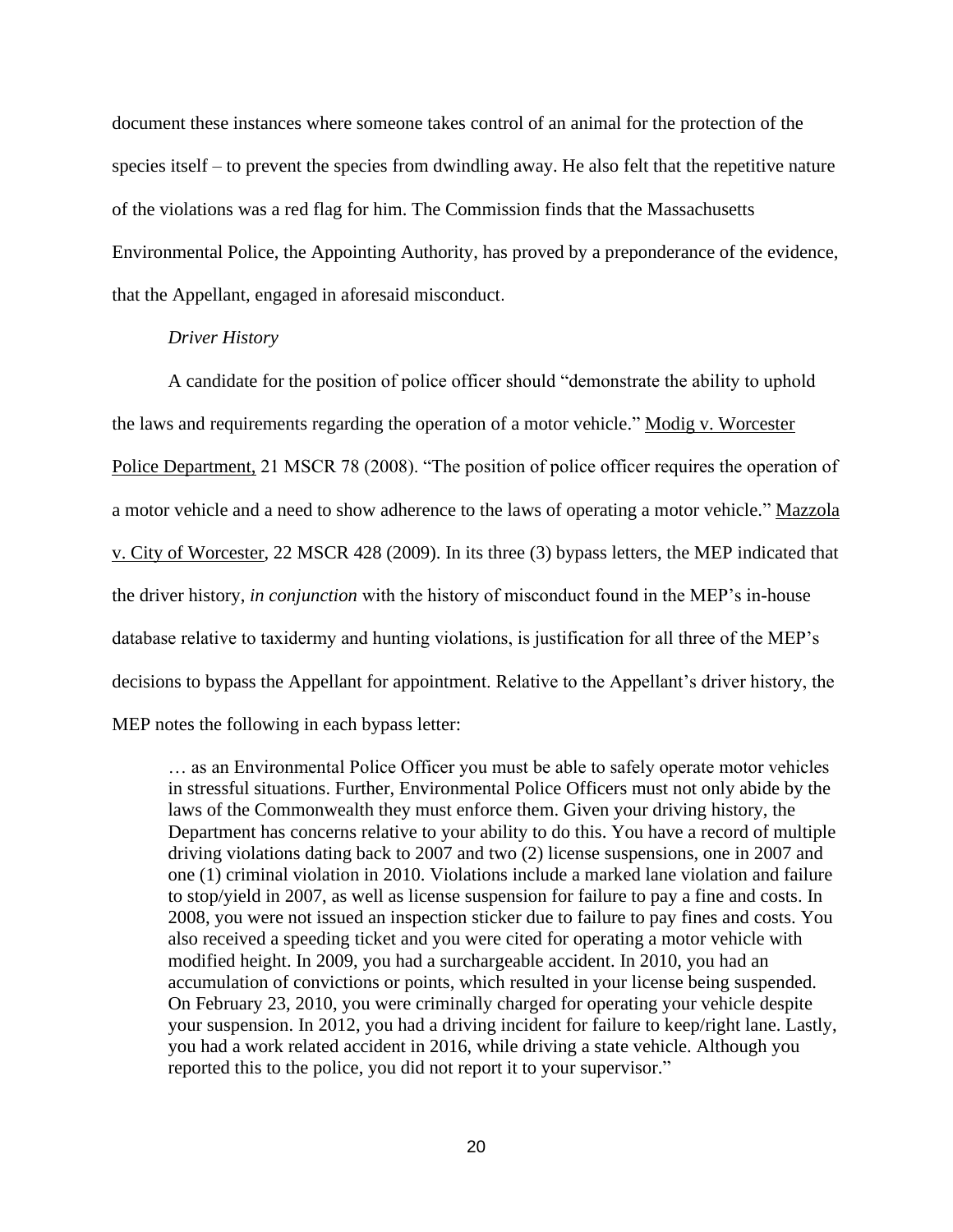document these instances where someone takes control of an animal for the protection of the species itself – to prevent the species from dwindling away. He also felt that the repetitive nature of the violations was a red flag for him. The Commission finds that the Massachusetts Environmental Police, the Appointing Authority, has proved by a preponderance of the evidence, that the Appellant, engaged in aforesaid misconduct.

*Driver History*

A candidate for the position of police officer should "demonstrate the ability to uphold the laws and requirements regarding the operation of a motor vehicle." Modig v. Worcester Police Department, 21 MSCR 78 (2008). "The position of police officer requires the operation of a motor vehicle and a need to show adherence to the laws of operating a motor vehicle." Mazzola v. City of Worcester, 22 MSCR 428 (2009). In its three (3) bypass letters, the MEP indicated that the driver history, *in conjunction* with the history of misconduct found in the MEP's in-house database relative to taxidermy and hunting violations, is justification for all three of the MEP's decisions to bypass the Appellant for appointment. Relative to the Appellant's driver history, the MEP notes the following in each bypass letter:

> … as an Environmental Police Officer you must be able to safely operate motor vehicles in stressful situations. Further, Environmental Police Officers must not only abide by the laws of the Commonwealth they must enforce them. Given your driving history, the Department has concerns relative to your ability to do this. You have a record of multiple driving violations dating back to 2007 and two (2) license suspensions, one in 2007 and one (1) criminal violation in 2010. Violations include a marked lane violation and failure to stop/yield in 2007, as well as license suspension for failure to pay a fine and costs. In 2008, you were not issued an inspection sticker due to failure to pay fines and costs. You also received a speeding ticket and you were cited for operating a motor vehicle with modified height. In 2009, you had a surchargeable accident. In 2010, you had an accumulation of convictions or points, which resulted in your license being suspended. On February 23, 2010, you were criminally charged for operating your vehicle despite your suspension. In 2012, you had a driving incident for failure to keep/right lane. Lastly, you had a work related accident in 2016, while driving a state vehicle. Although you reported this to the police, you did not report it to your supervisor."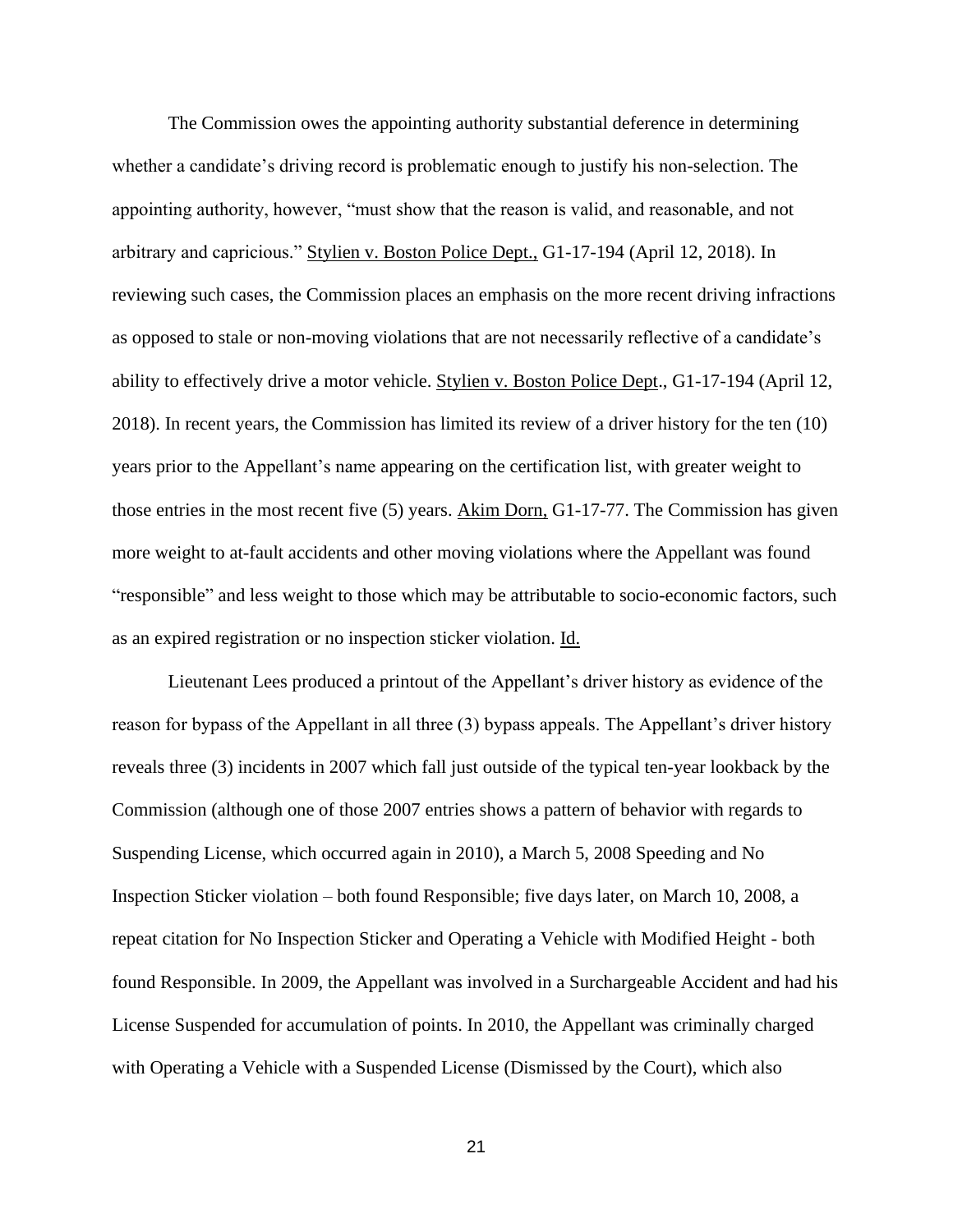The Commission owes the appointing authority substantial deference in determining whether a candidate's driving record is problematic enough to justify his non-selection. The appointing authority, however, "must show that the reason is valid, and reasonable, and not arbitrary and capricious." Stylien v. Boston Police Dept., G1-17-194 (April 12, 2018). In reviewing such cases, the Commission places an emphasis on the more recent driving infractions as opposed to stale or non-moving violations that are not necessarily reflective of a candidate's ability to effectively drive a motor vehicle. Stylien v. Boston Police Dept., G1-17-194 (April 12, 2018). In recent years, the Commission has limited its review of a driver history for the ten (10) years prior to the Appellant's name appearing on the certification list, with greater weight to those entries in the most recent five (5) years. Akim Dorn, G1-17-77. The Commission has given more weight to at-fault accidents and other moving violations where the Appellant was found "responsible" and less weight to those which may be attributable to socio-economic factors, such as an expired registration or no inspection sticker violation. Id.

Lieutenant Lees produced a printout of the Appellant's driver history as evidence of the reason for bypass of the Appellant in all three (3) bypass appeals. The Appellant's driver history reveals three (3) incidents in 2007 which fall just outside of the typical ten-year lookback by the Commission (although one of those 2007 entries shows a pattern of behavior with regards to Suspending License, which occurred again in 2010), a March 5, 2008 Speeding and No Inspection Sticker violation – both found Responsible; five days later, on March 10, 2008, a repeat citation for No Inspection Sticker and Operating a Vehicle with Modified Height - both found Responsible. In 2009, the Appellant was involved in a Surchargeable Accident and had his License Suspended for accumulation of points. In 2010, the Appellant was criminally charged with Operating a Vehicle with a Suspended License (Dismissed by the Court), which also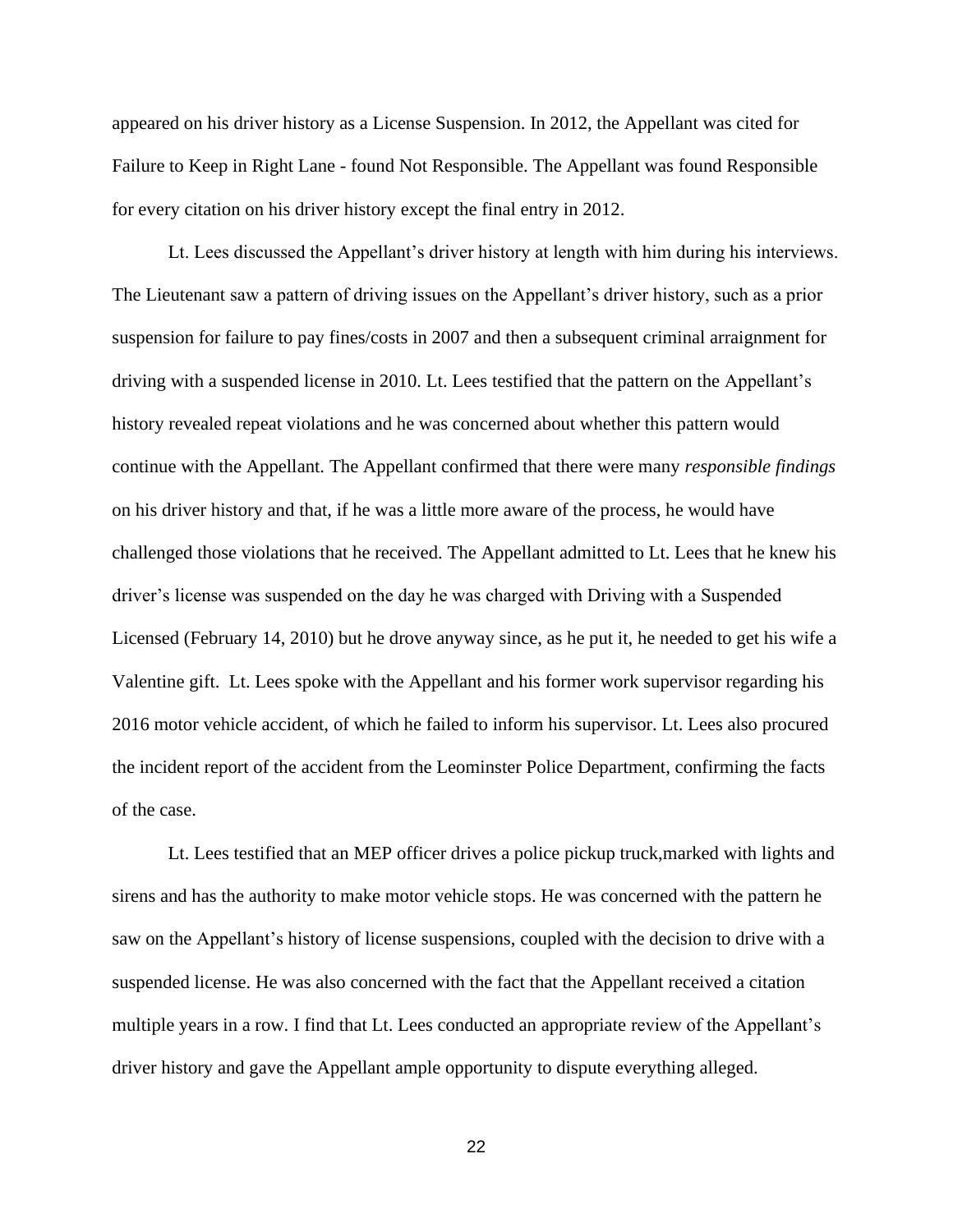appeared on his driver history as a License Suspension. In 2012, the Appellant was cited for Failure to Keep in Right Lane - found Not Responsible. The Appellant was found Responsible for every citation on his driver history except the final entry in 2012.

Lt. Lees discussed the Appellant's driver history at length with him during his interviews. The Lieutenant saw a pattern of driving issues on the Appellant's driver history, such as a prior suspension for failure to pay fines/costs in 2007 and then a subsequent criminal arraignment for driving with a suspended license in 2010. Lt. Lees testified that the pattern on the Appellant's history revealed repeat violations and he was concerned about whether this pattern would continue with the Appellant. The Appellant confirmed that there were many *responsible findings* on his driver history and that, if he was a little more aware of the process, he would have challenged those violations that he received. The Appellant admitted to Lt. Lees that he knew his driver's license was suspended on the day he was charged with Driving with a Suspended Licensed (February 14, 2010) but he drove anyway since, as he put it, he needed to get his wife a Valentine gift. Lt. Lees spoke with the Appellant and his former work supervisor regarding his 2016 motor vehicle accident, of which he failed to inform his supervisor. Lt. Lees also procured the incident report of the accident from the Leominster Police Department, confirming the facts of the case.

Lt. Lees testified that an MEP officer drives a police pickup truck,marked with lights and sirens and has the authority to make motor vehicle stops. He was concerned with the pattern he saw on the Appellant's history of license suspensions, coupled with the decision to drive with a suspended license. He was also concerned with the fact that the Appellant received a citation multiple years in a row. I find that Lt. Lees conducted an appropriate review of the Appellant's driver history and gave the Appellant ample opportunity to dispute everything alleged.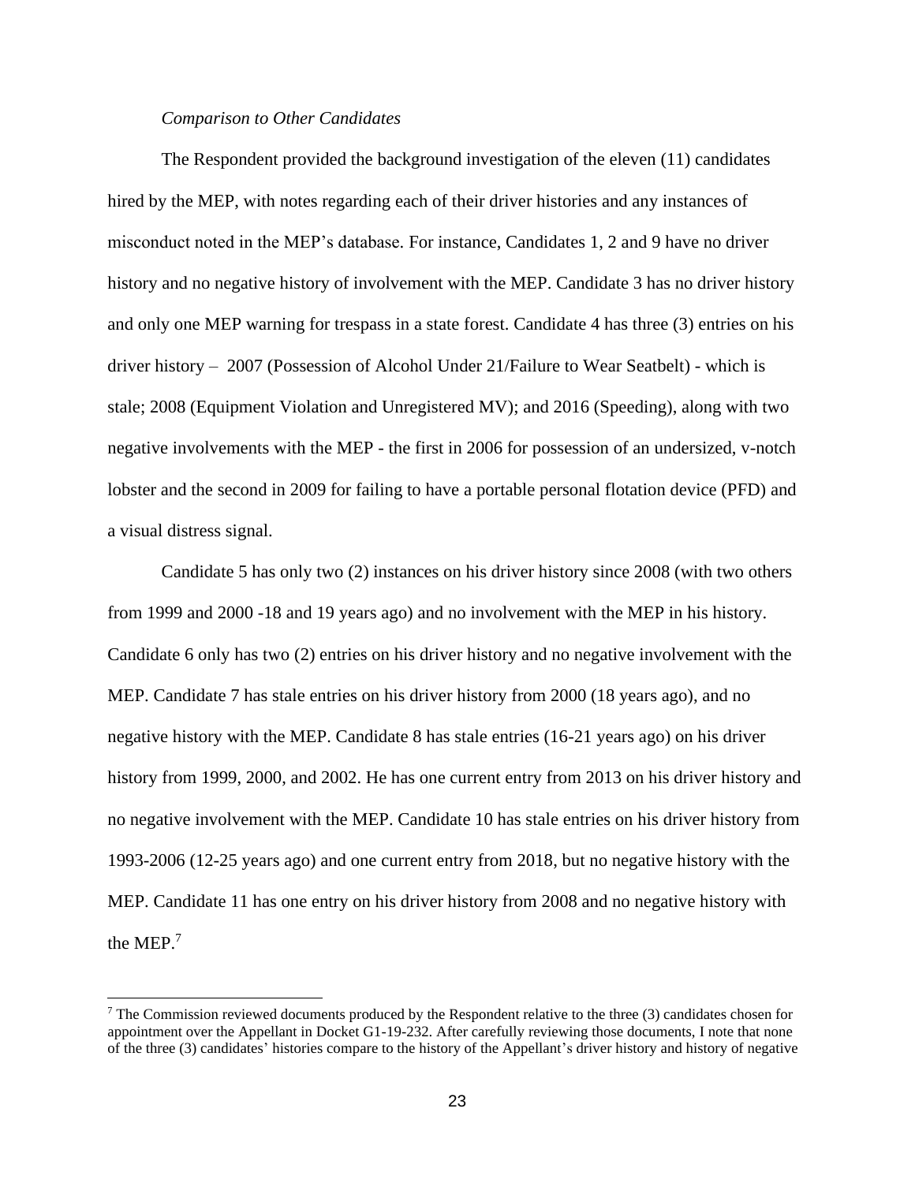*Comparison to Other Candidates*

The Respondent provided the background investigation of the eleven (11) candidates hired by the MEP, with notes regarding each of their driver histories and any instances of misconduct noted in the MEP's database. For instance, Candidates 1, 2 and 9 have no driver history and no negative history of involvement with the MEP. Candidate 3 has no driver history and only one MEP warning for trespass in a state forest. Candidate 4 has three (3) entries on his driver history – 2007 (Possession of Alcohol Under 21/Failure to Wear Seatbelt) - which is stale; 2008 (Equipment Violation and Unregistered MV); and 2016 (Speeding), along with two negative involvements with the MEP - the first in 2006 for possession of an undersized, v-notch lobster and the second in 2009 for failing to have a portable personal flotation device (PFD) and a visual distress signal.

Candidate 5 has only two (2) instances on his driver history since 2008 (with two others from 1999 and 2000 -18 and 19 years ago) and no involvement with the MEP in his history. Candidate 6 only has two (2) entries on his driver history and no negative involvement with the MEP. Candidate 7 has stale entries on his driver history from 2000 (18 years ago), and no negative history with the MEP. Candidate 8 has stale entries (16-21 years ago) on his driver history from 1999, 2000, and 2002. He has one current entry from 2013 on his driver history and no negative involvement with the MEP. Candidate 10 has stale entries on his driver history from 1993-2006 (12-25 years ago) and one current entry from 2018, but no negative history with the MEP. Candidate 11 has one entry on his driver history from 2008 and no negative history with the MEP.[7]

[7] The Commission reviewed documents produced by the Respondent relative to the three (3) candidates chosen for appointment over the Appellant in Docket G1-19-232. After carefully reviewing those documents, I note that none of the three (3) candidates' histories compare to the history of the Appellant's driver history and history of negative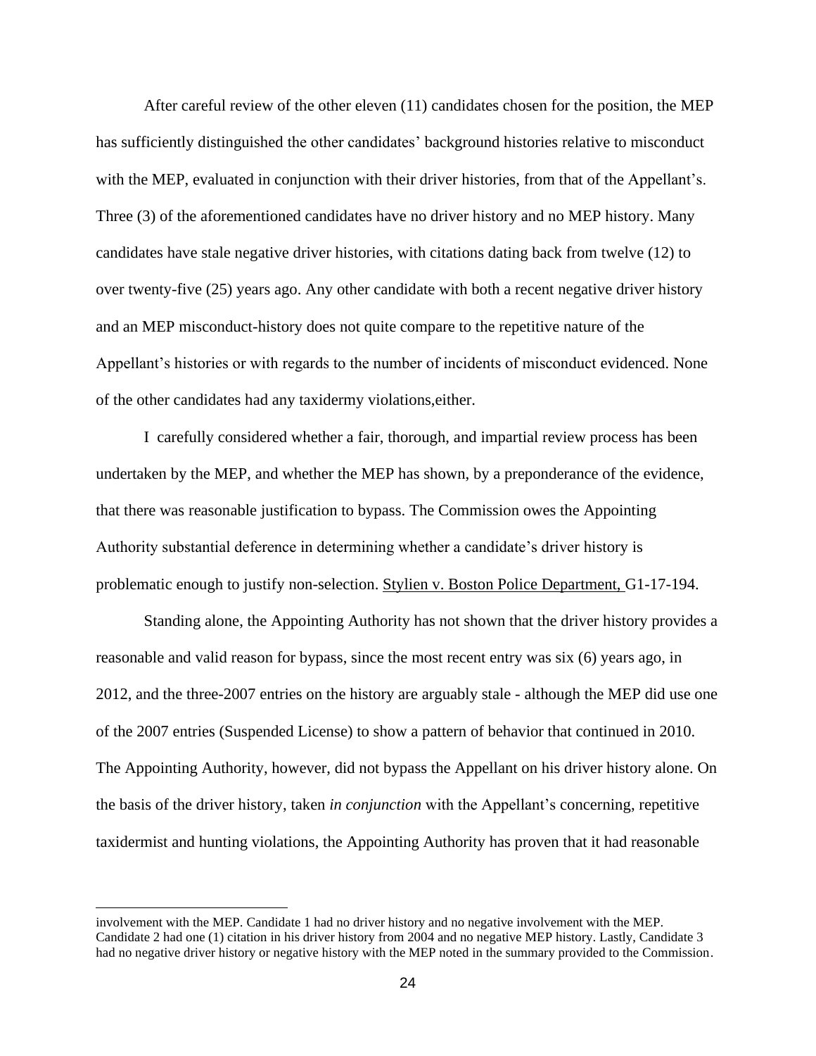After careful review of the other eleven (11) candidates chosen for the position, the MEP has sufficiently distinguished the other candidates' background histories relative to misconduct with the MEP, evaluated in conjunction with their driver histories, from that of the Appellant's. Three (3) of the aforementioned candidates have no driver history and no MEP history. Many candidates have stale negative driver histories, with citations dating back from twelve (12) to over twenty-five (25) years ago. Any other candidate with both a recent negative driver history and an MEP misconduct-history does not quite compare to the repetitive nature of the Appellant's histories or with regards to the number of incidents of misconduct evidenced. None of the other candidates had any taxidermy violations,either.

I carefully considered whether a fair, thorough, and impartial review process has been undertaken by the MEP, and whether the MEP has shown, by a preponderance of the evidence, that there was reasonable justification to bypass. The Commission owes the Appointing Authority substantial deference in determining whether a candidate's driver history is problematic enough to justify non-selection. Stylien v. Boston Police Department, G1-17-194.

Standing alone, the Appointing Authority has not shown that the driver history provides a reasonable and valid reason for bypass, since the most recent entry was six (6) years ago, in 2012, and the three-2007 entries on the history are arguably stale - although the MEP did use one of the 2007 entries (Suspended License) to show a pattern of behavior that continued in 2010. The Appointing Authority, however, did not bypass the Appellant on his driver history alone. On the basis of the driver history, taken *in conjunction* with the Appellant's concerning, repetitive taxidermist and hunting violations, the Appointing Authority has proven that it had reasonable

---

involvement with the MEP. Candidate 1 had no driver history and no negative involvement with the MEP. Candidate 2 had one (1) citation in his driver history from 2004 and no negative MEP history. Lastly, Candidate 3 had no negative driver history or negative history with the MEP noted in the summary provided to the Commission.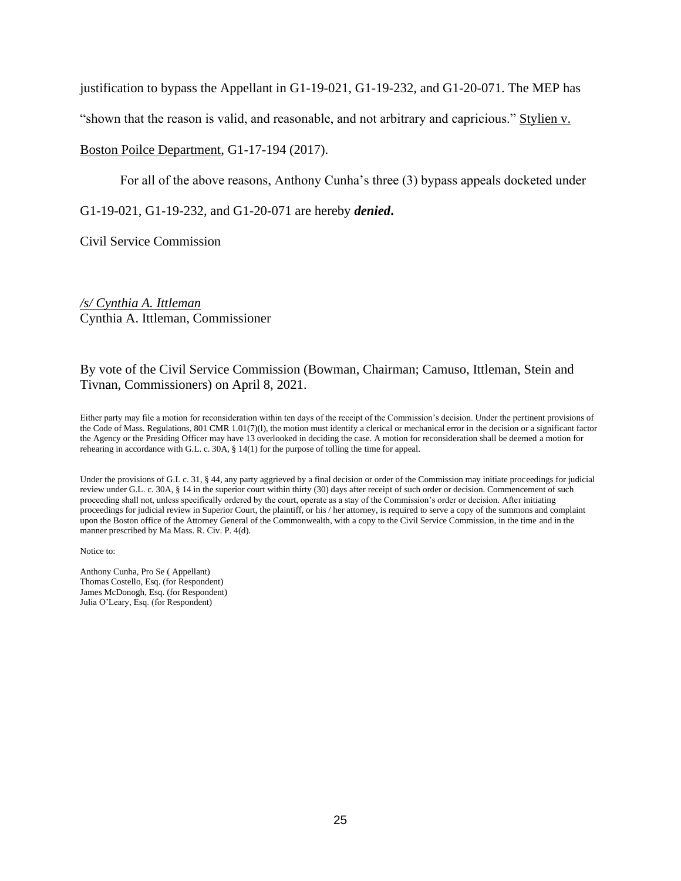justification to bypass the Appellant in G1-19-021, G1-19-232, and G1-20-071. The MEP has "shown that the reason is valid, and reasonable, and not arbitrary and capricious." Stylien v. Boston Poilce Department, G1-17-194 (2017).

For all of the above reasons, Anthony Cunha's three (3) bypass appeals docketed under G1-19-021, G1-19-232, and G1-20-071 are hereby ***denied***.

Civil Service Commission

*/s/ Cynthia A. Ittleman*
Cynthia A. Ittleman, Commissioner

By vote of the Civil Service Commission (Bowman, Chairman; Camuso, Ittleman, Stein and Tivnan, Commissioners) on April 8, 2021.

Either party may file a motion for reconsideration within ten days of the receipt of the Commission's decision. Under the pertinent provisions of the Code of Mass. Regulations, 801 CMR 1.01(7)(l), the motion must identify a clerical or mechanical error in the decision or a significant factor the Agency or the Presiding Officer may have 13 overlooked in deciding the case. A motion for reconsideration shall be deemed a motion for rehearing in accordance with G.L. c. 30A, § 14(1) for the purpose of tolling the time for appeal.

Under the provisions of G.L c. 31, § 44, any party aggrieved by a final decision or order of the Commission may initiate proceedings for judicial review under G.L. c. 30A, § 14 in the superior court within thirty (30) days after receipt of such order or decision. Commencement of such proceeding shall not, unless specifically ordered by the court, operate as a stay of the Commission's order or decision. After initiating proceedings for judicial review in Superior Court, the plaintiff, or his / her attorney, is required to serve a copy of the summons and complaint upon the Boston office of the Attorney General of the Commonwealth, with a copy to the Civil Service Commission, in the time and in the manner prescribed by Ma Mass. R. Civ. P. 4(d).

Notice to:

Anthony Cunha, Pro Se ( Appellant)
Thomas Costello, Esq. (for Respondent)
James McDonogh, Esq. (for Respondent)
Julia O'Leary, Esq. (for Respondent)